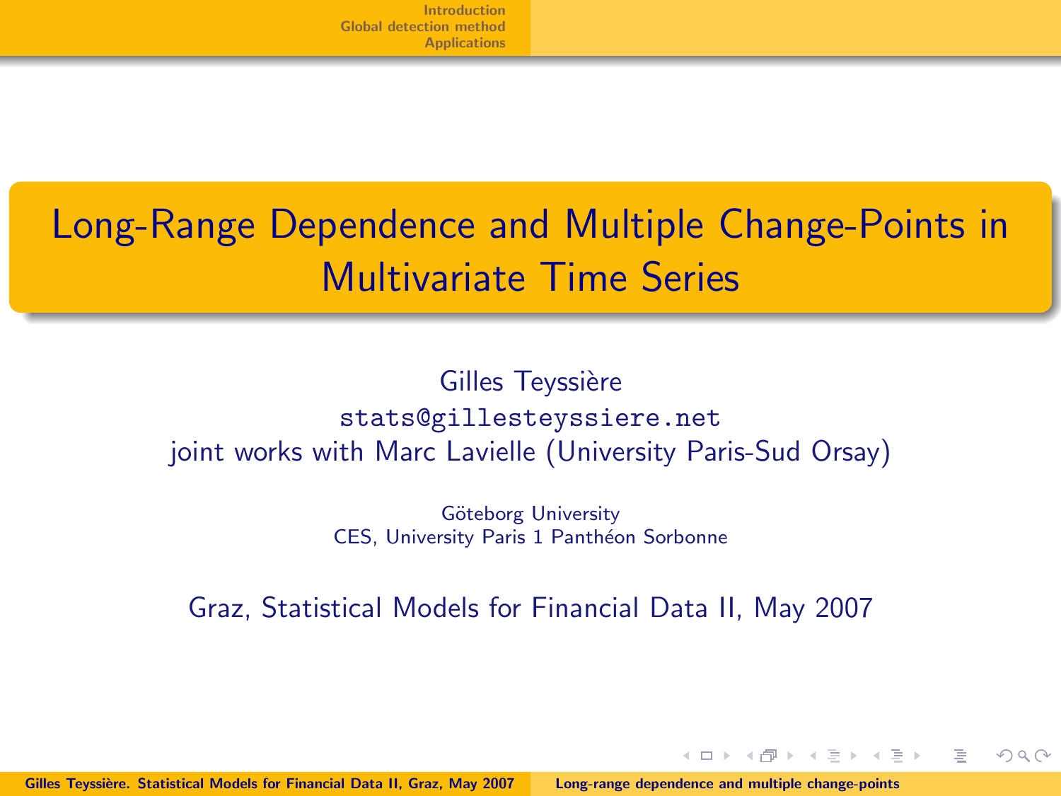# Long-Range Dependence and Multiple Change-Points in Multivariate Time Series

Gilles Teyssière

stats@gillesteyssiere.net

joint works with Marc Lavielle (University Paris-Sud Orsay)

Göteborg University

CES, University Paris 1 Panthéon Sorbonne

Graz, Statistical Models for Financial Data II, May 2007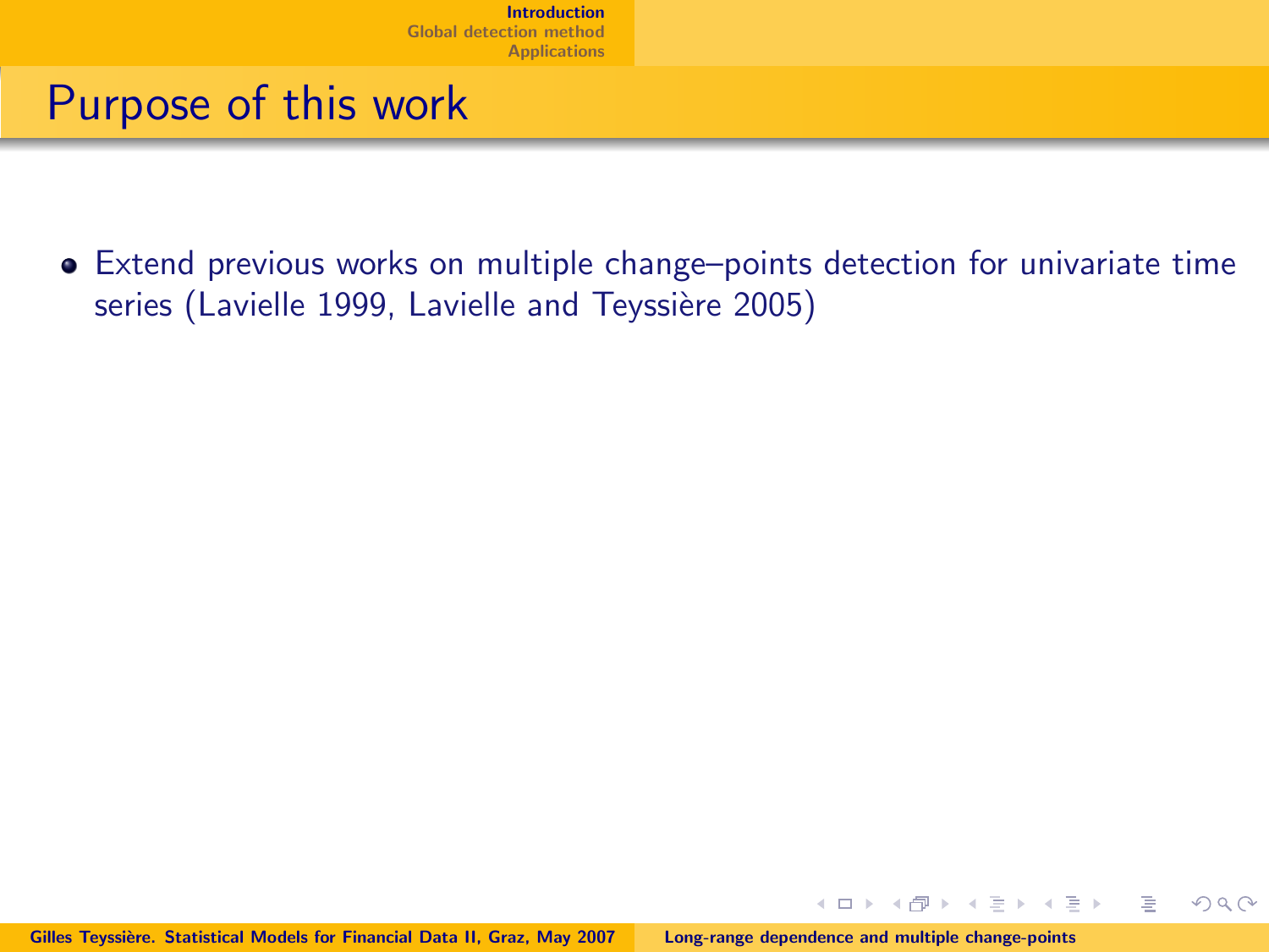# Purpose of this work

- Extend previous works on multiple change–points detection for univariate time series (Lavielle 1999, Lavielle and Teyssière 2005)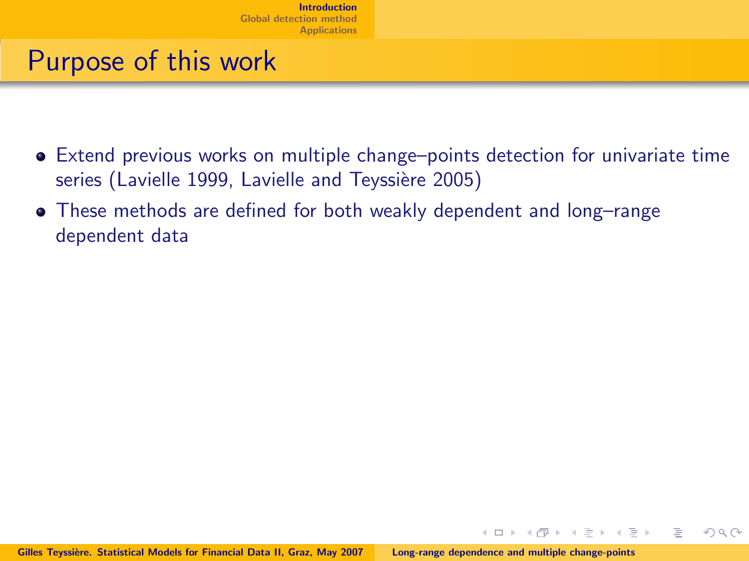# Purpose of this work

- Extend previous works on multiple change–points detection for univariate time series (Lavielle 1999, Lavielle and Teyssière 2005)
- These methods are defined for both weakly dependent and long–range dependent data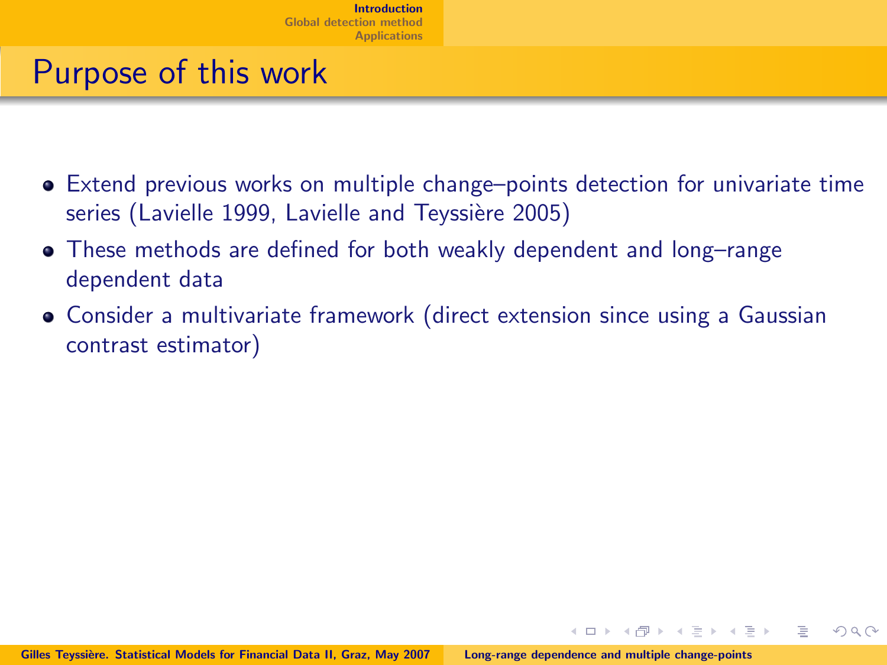# Purpose of this work

- Extend previous works on multiple change–points detection for univariate time series (Lavielle 1999, Lavielle and Teyssière 2005)
- These methods are defined for both weakly dependent and long–range dependent data
- Consider a multivariate framework (direct extension since using a Gaussian contrast estimator)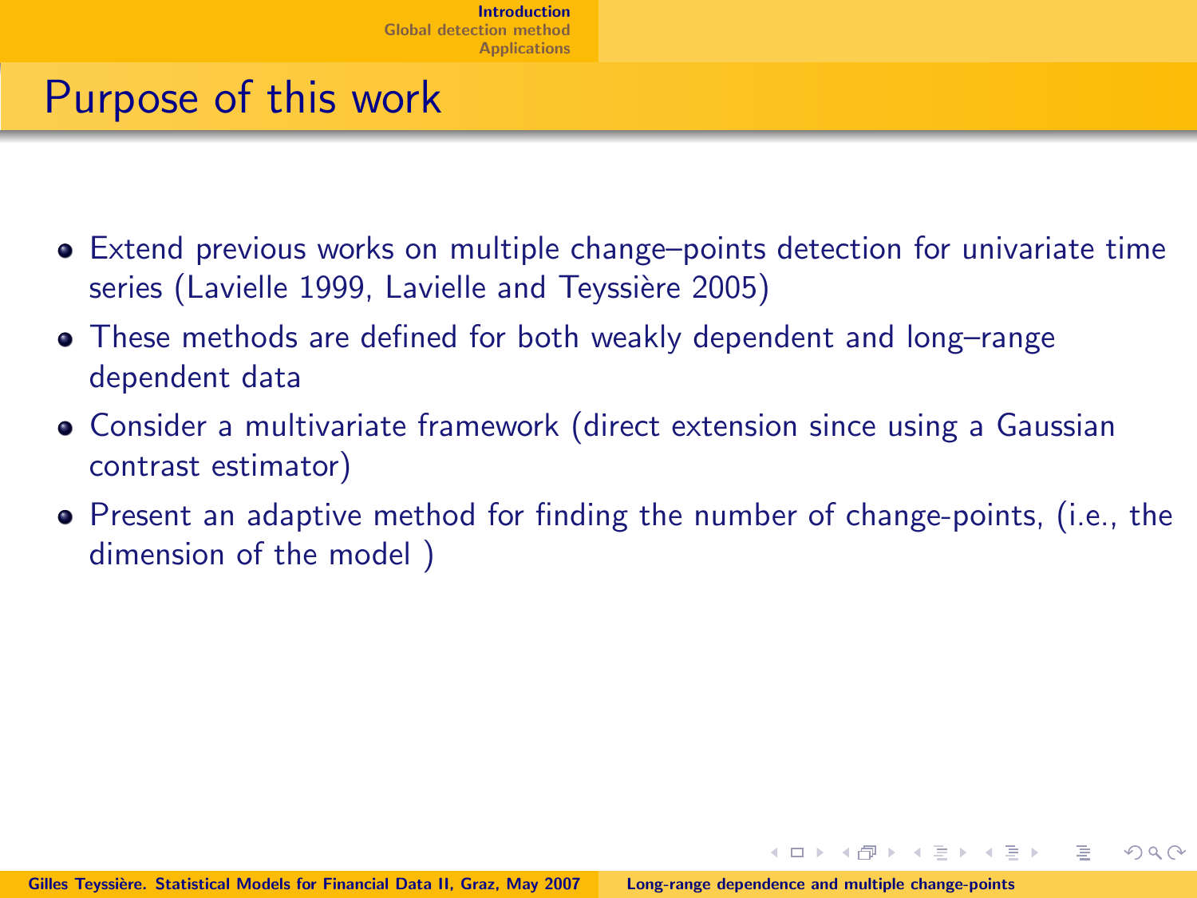# Purpose of this work

- Extend previous works on multiple change–points detection for univariate time series (Lavielle 1999, Lavielle and Teyssière 2005)
- These methods are defined for both weakly dependent and long–range dependent data
- Consider a multivariate framework (direct extension since using a Gaussian contrast estimator)
- Present an adaptive method for finding the number of change-points, (i.e., the dimension of the model )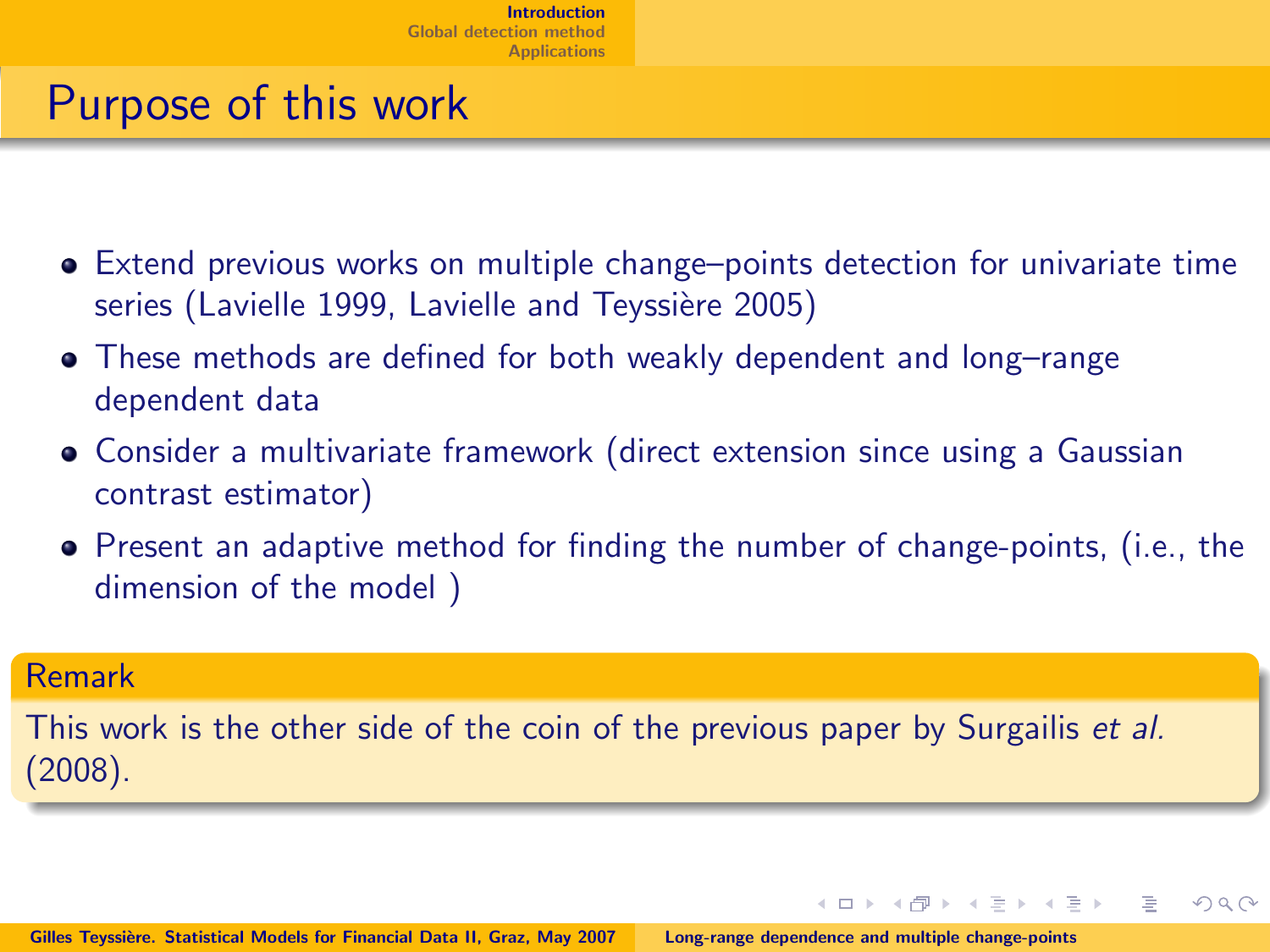# Purpose of this work

- Extend previous works on multiple change–points detection for univariate time series (Lavielle 1999, Lavielle and Teyssière 2005)
- These methods are defined for both weakly dependent and long–range dependent data
- Consider a multivariate framework (direct extension since using a Gaussian contrast estimator)
- Present an adaptive method for finding the number of change-points, (i.e., the dimension of the model )

**Remark**

This work is the other side of the coin of the previous paper by Surgailis *et al.* (2008).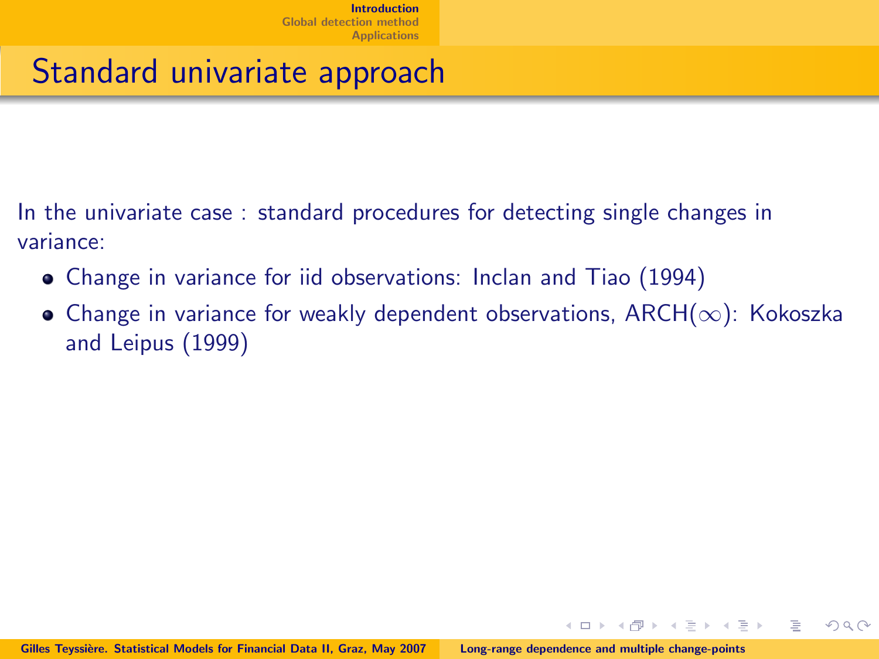# Standard univariate approach

In the univariate case : standard procedures for detecting single changes in variance:

- Change in variance for iid observations: Inclan and Tiao (1994)
- Change in variance for weakly dependent observations, ARCH($\infty$): Kokoszka and Leipus (1999)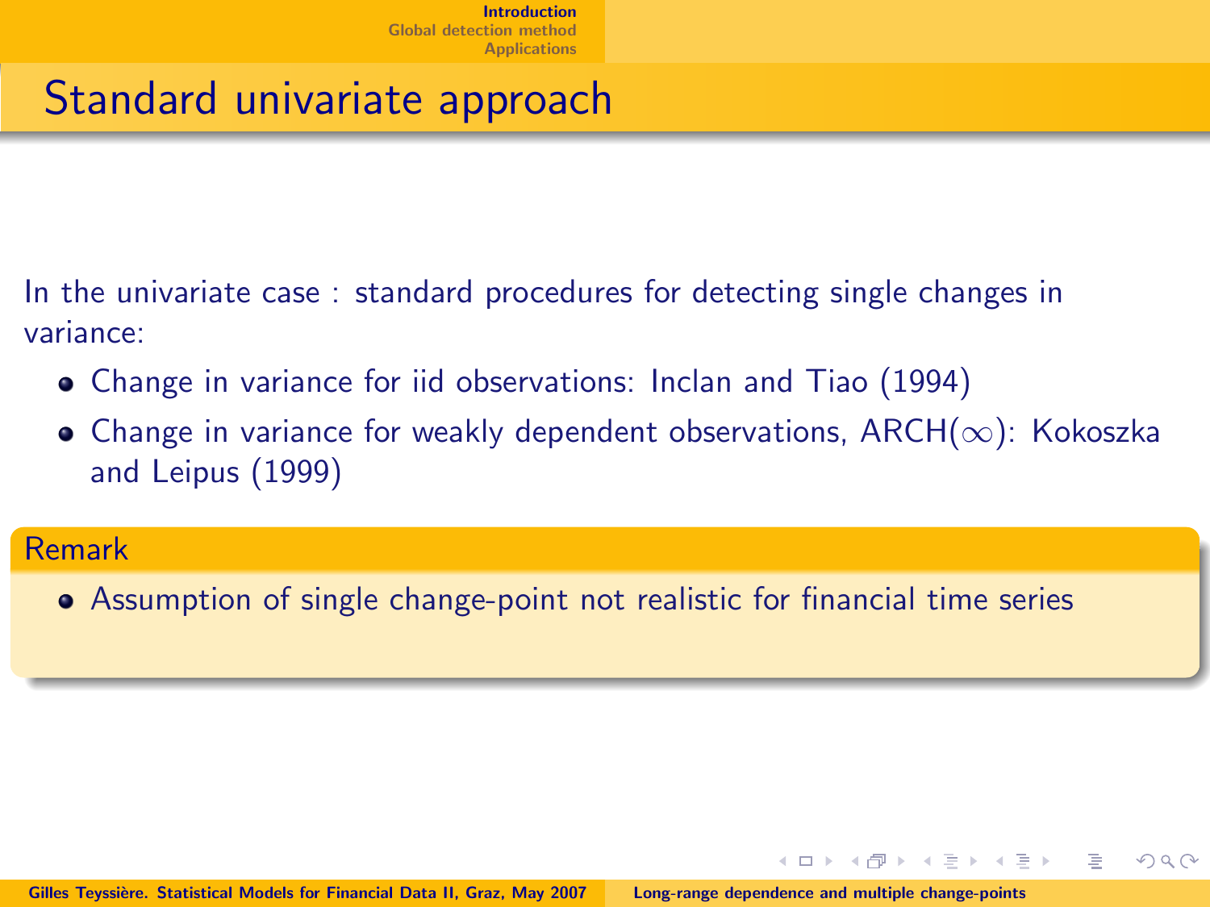## Standard univariate approach

In the univariate case : standard procedures for detecting single changes in variance:

- Change in variance for iid observations: Inclan and Tiao (1994)
- Change in variance for weakly dependent observations, ARCH($\infty$): Kokoszka and Leipus (1999)

**Remark**

- Assumption of single change-point not realistic for financial time series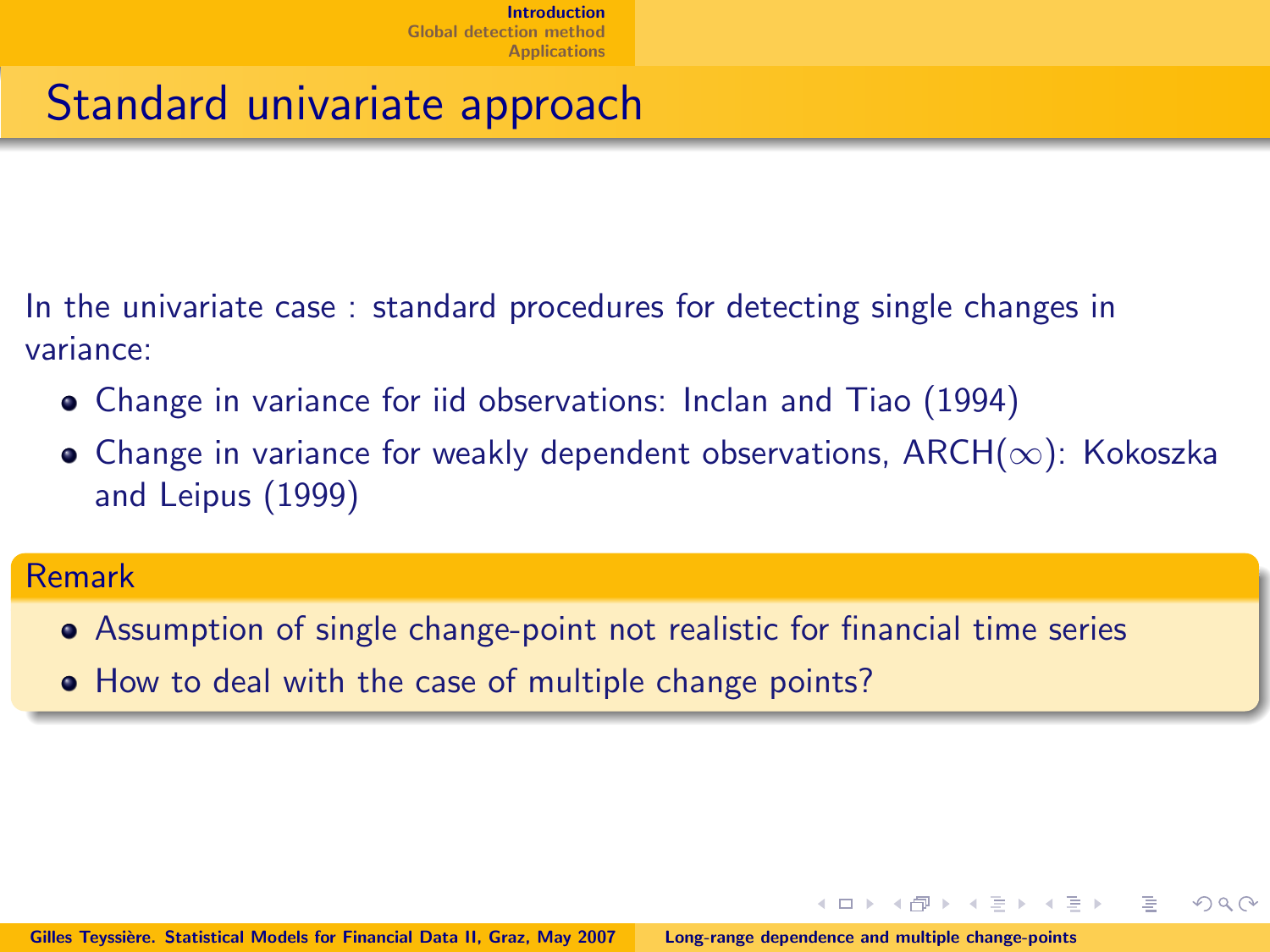# Standard univariate approach

In the univariate case : standard procedures for detecting single changes in variance:

- Change in variance for iid observations: Inclan and Tiao (1994)
- Change in variance for weakly dependent observations, ARCH($\infty$): Kokoszka and Leipus (1999)

**Remark**

- Assumption of single change-point not realistic for financial time series
- How to deal with the case of multiple change points?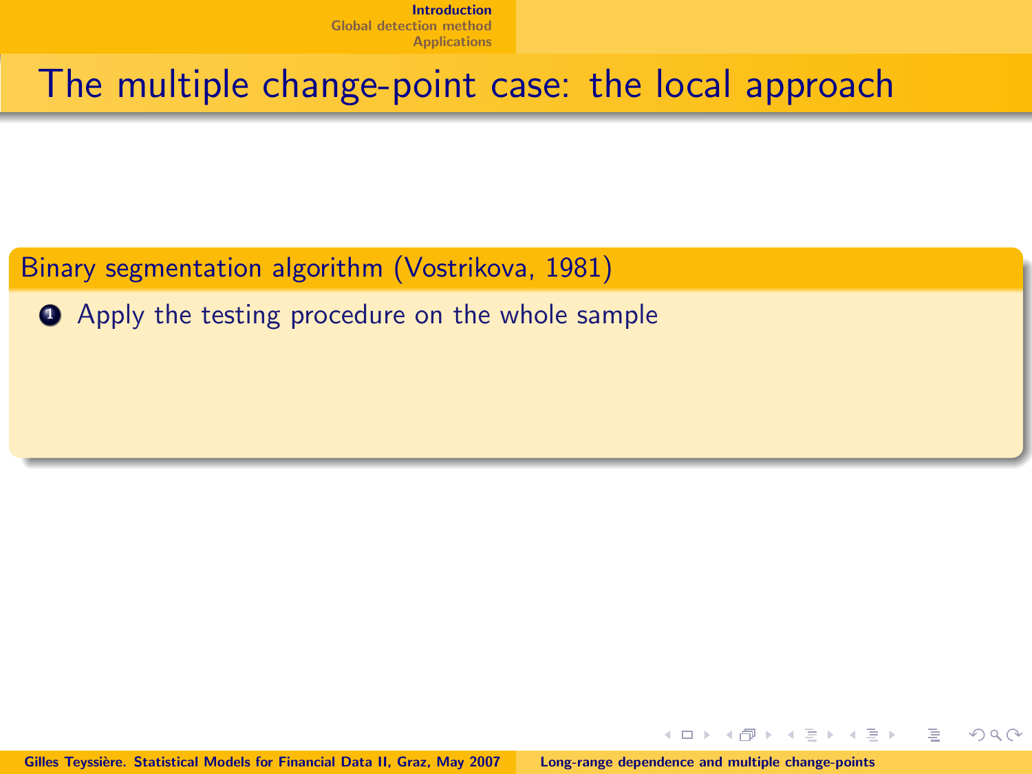# The multiple change-point case: the local approach

**Binary segmentation algorithm (Vostrikova, 1981)**

1. Apply the testing procedure on the whole sample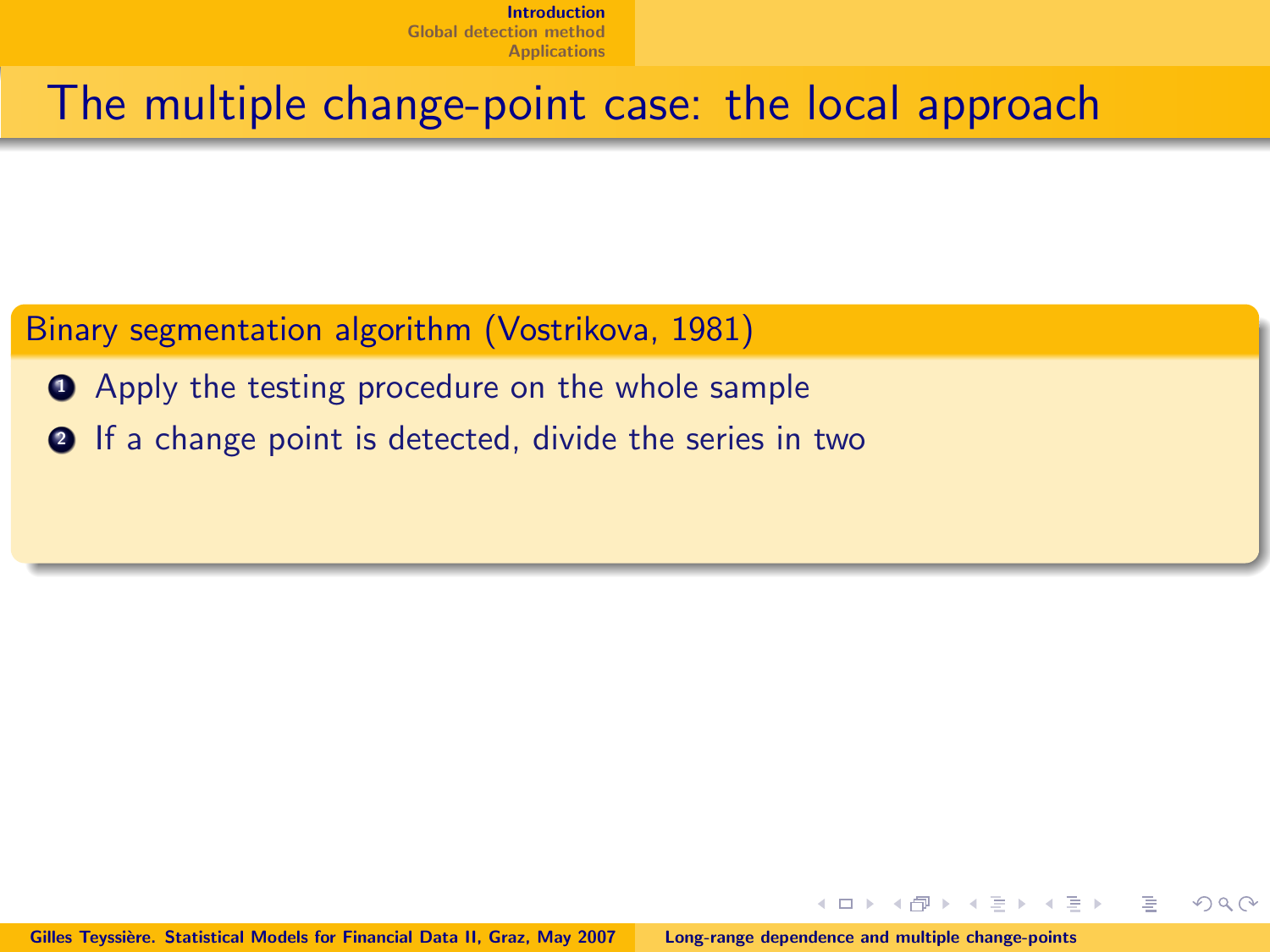# The multiple change-point case: the local approach

**Binary segmentation algorithm (Vostrikova, 1981)**

1. Apply the testing procedure on the whole sample
2. If a change point is detected, divide the series in two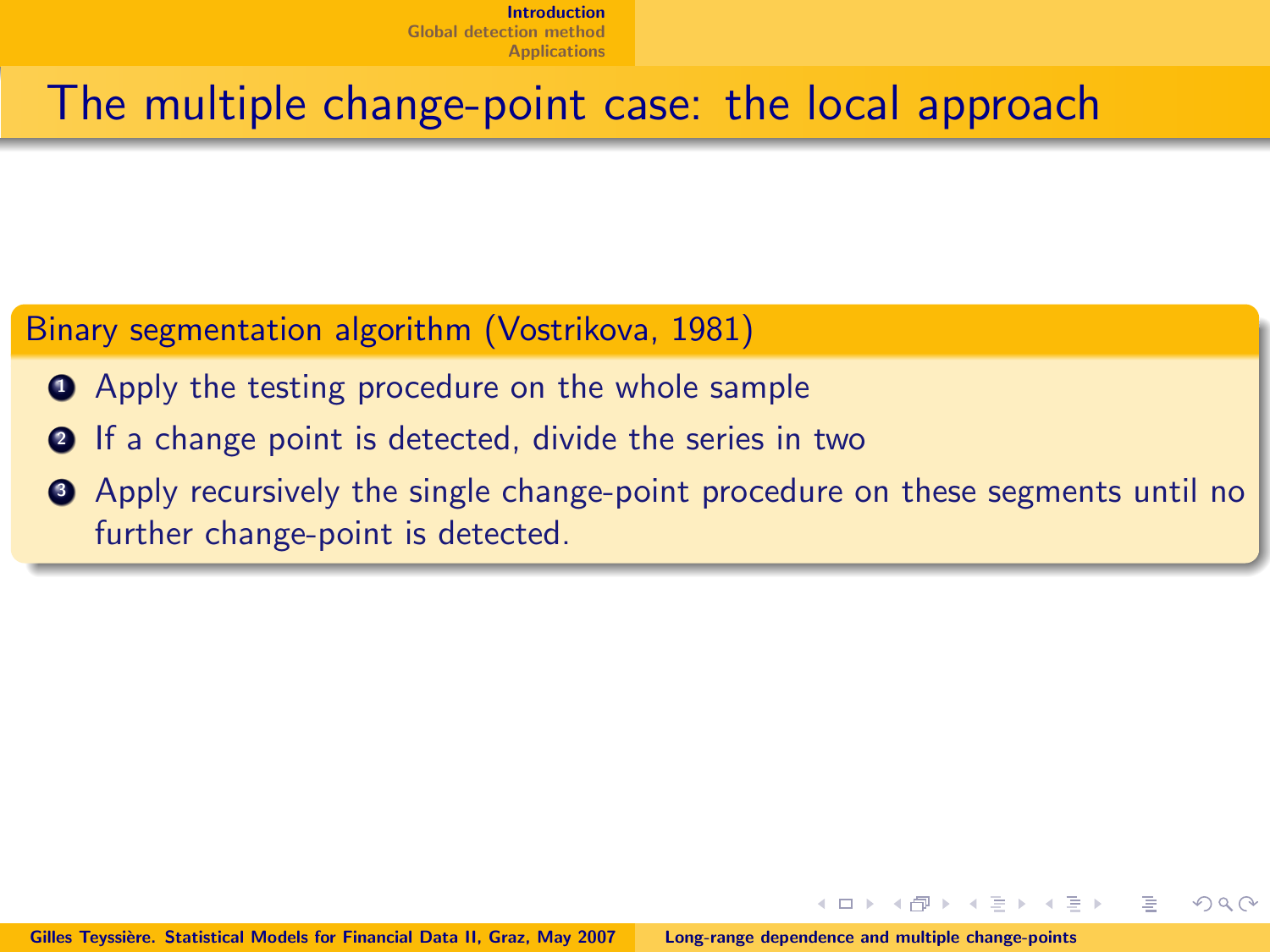# The multiple change-point case: the local approach

**Binary segmentation algorithm (Vostrikova, 1981)**

1. Apply the testing procedure on the whole sample
2. If a change point is detected, divide the series in two
3. Apply recursively the single change-point procedure on these segments until no further change-point is detected.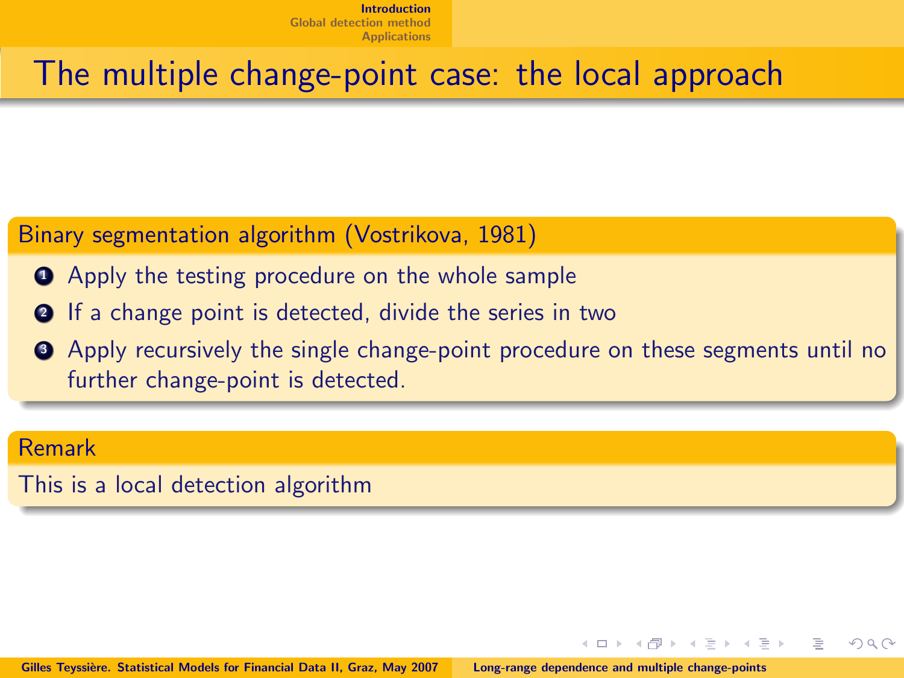# The multiple change-point case: the local approach

**Binary segmentation algorithm (Vostrikova, 1981)**

1. Apply the testing procedure on the whole sample
2. If a change point is detected, divide the series in two
3. Apply recursively the single change-point procedure on these segments until no further change-point is detected.

**Remark**

This is a local detection algorithm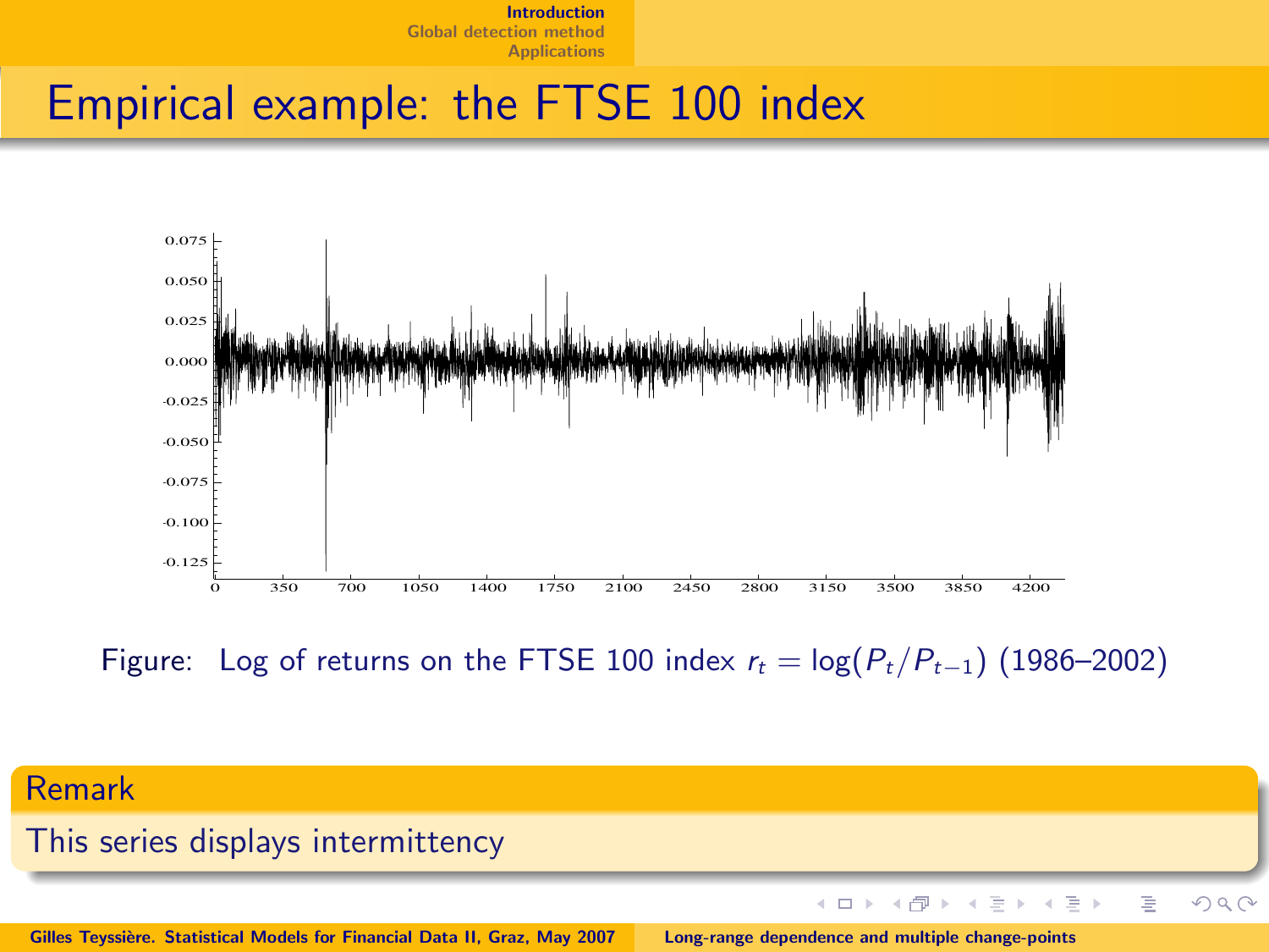# Empirical example: the FTSE 100 index

Figure: Log of returns on the FTSE 100 index $r_t = \log(P_t/P_{t-1})$ (1986–2002)

**Remark**

This series displays intermittency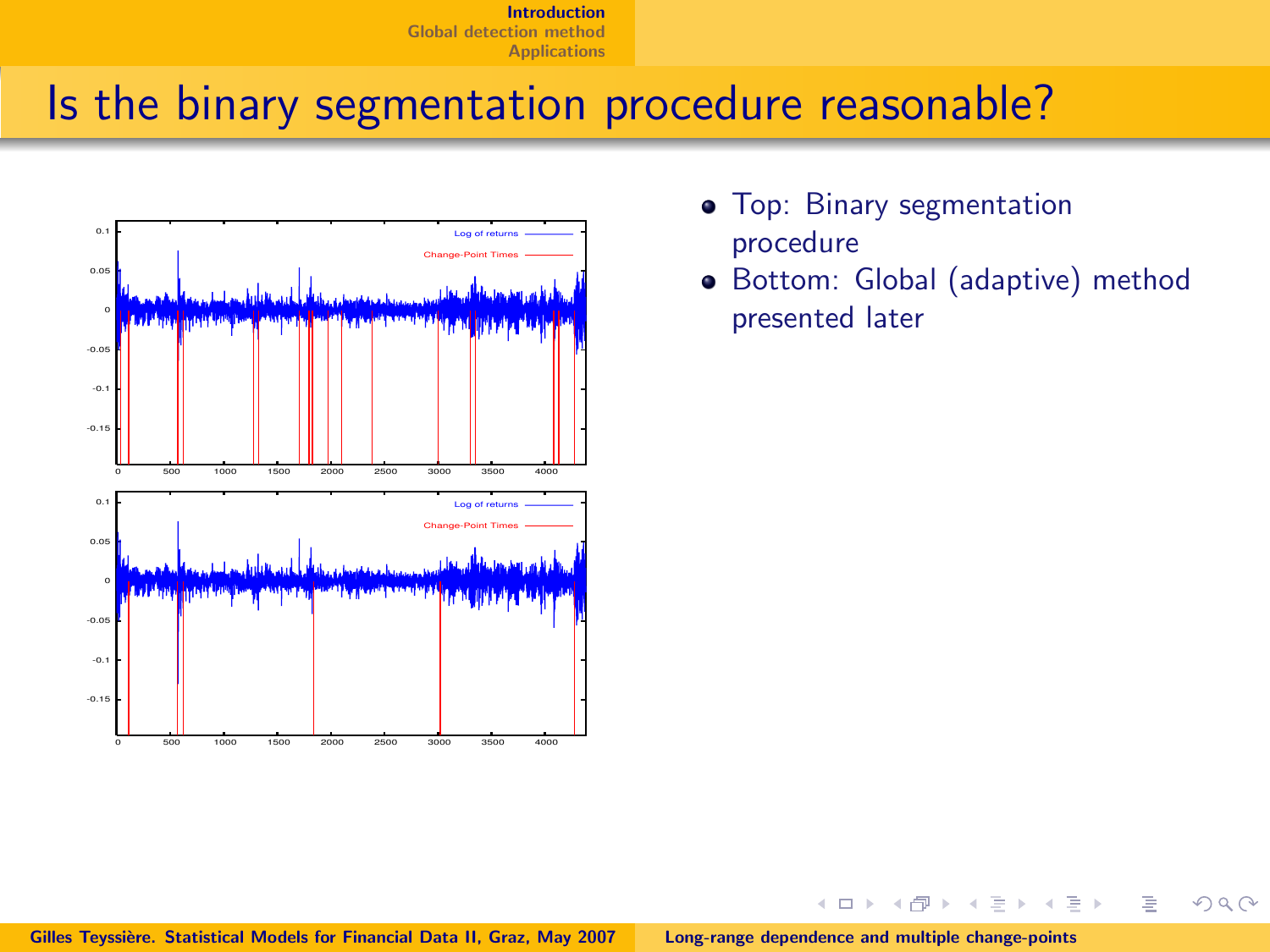# Is the binary segmentation procedure reasonable?

- Top: Binary segmentation procedure
- Bottom: Global (adaptive) method presented later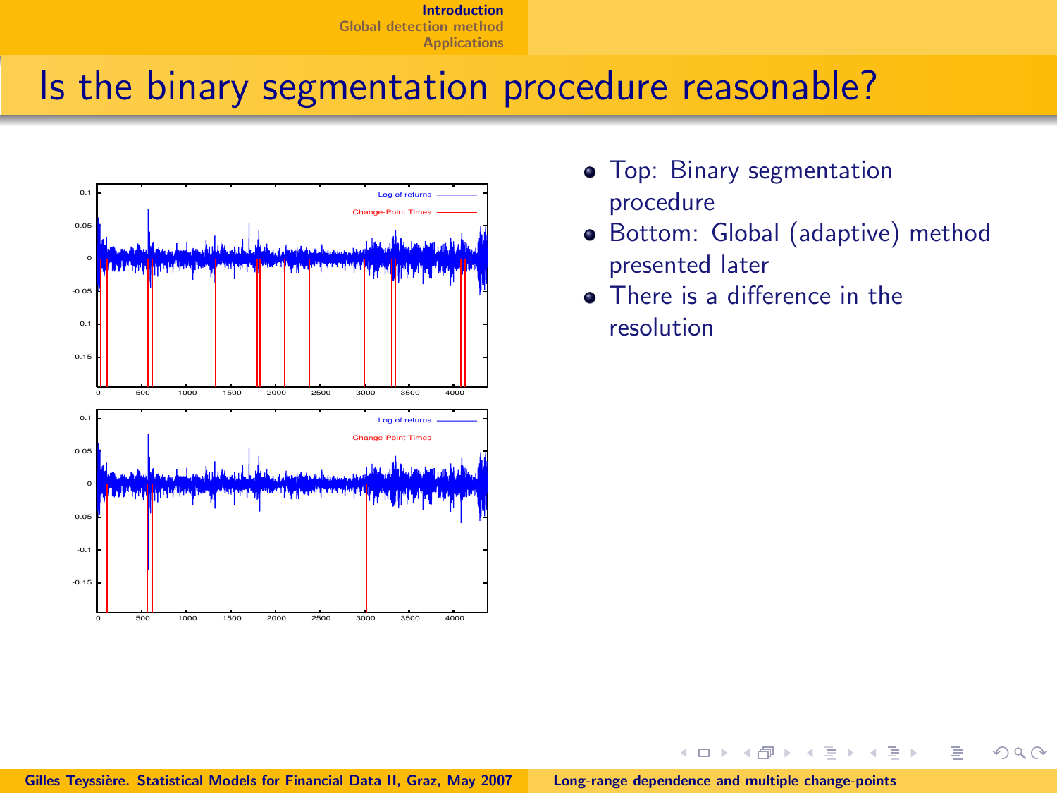# Is the binary segmentation procedure reasonable?

- Top: Binary segmentation procedure
- Bottom: Global (adaptive) method presented later
- There is a difference in the resolution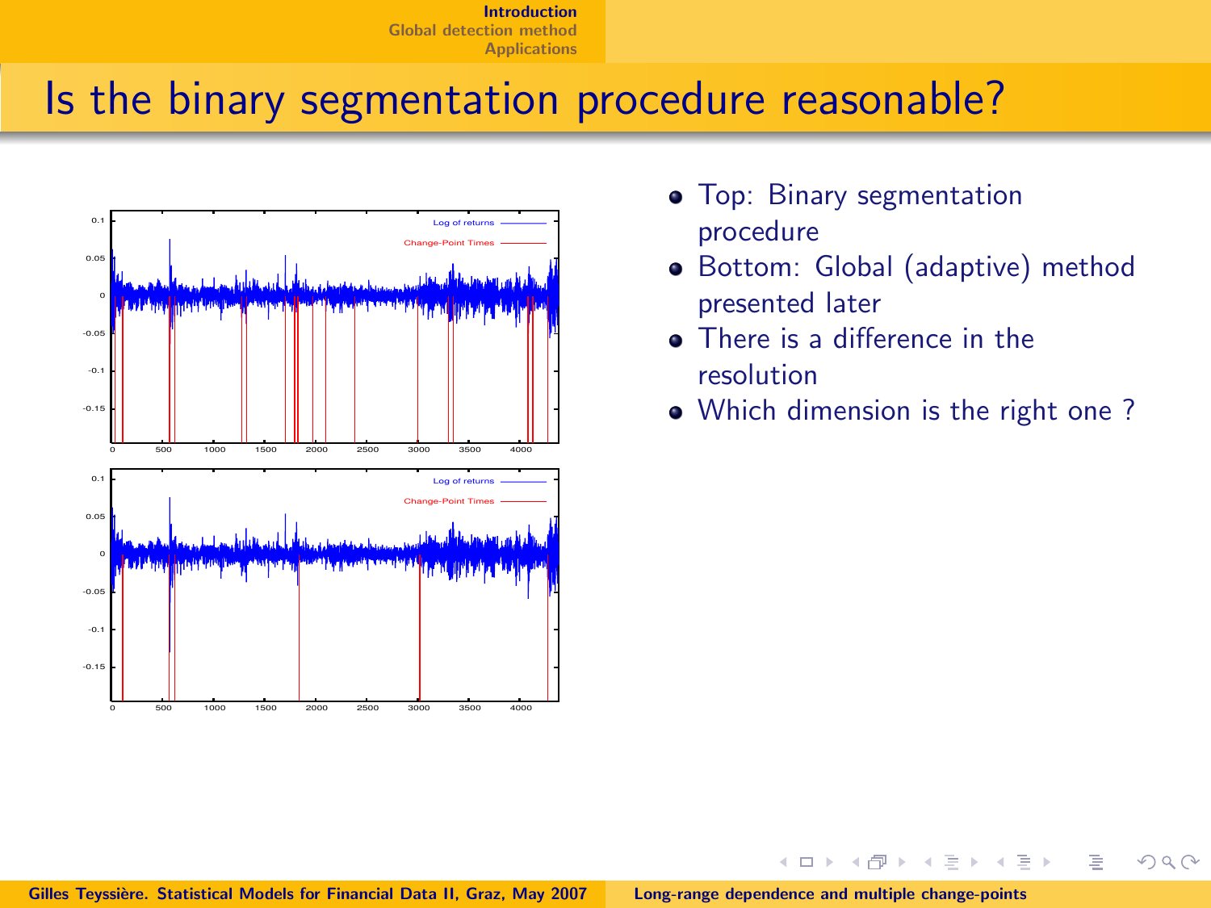# Is the binary segmentation procedure reasonable?

- Top: Binary segmentation procedure
- Bottom: Global (adaptive) method presented later
- There is a difference in the resolution
- Which dimension is the right one ?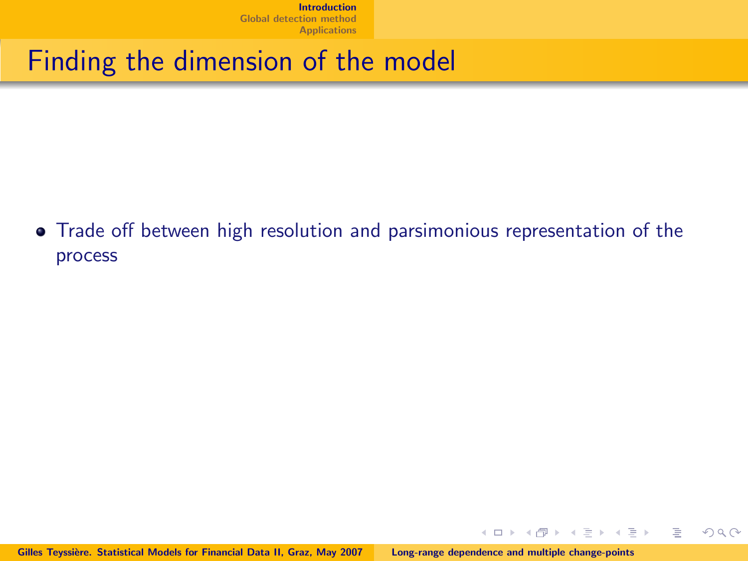# Finding the dimension of the model

- Trade off between high resolution and parsimonious representation of the process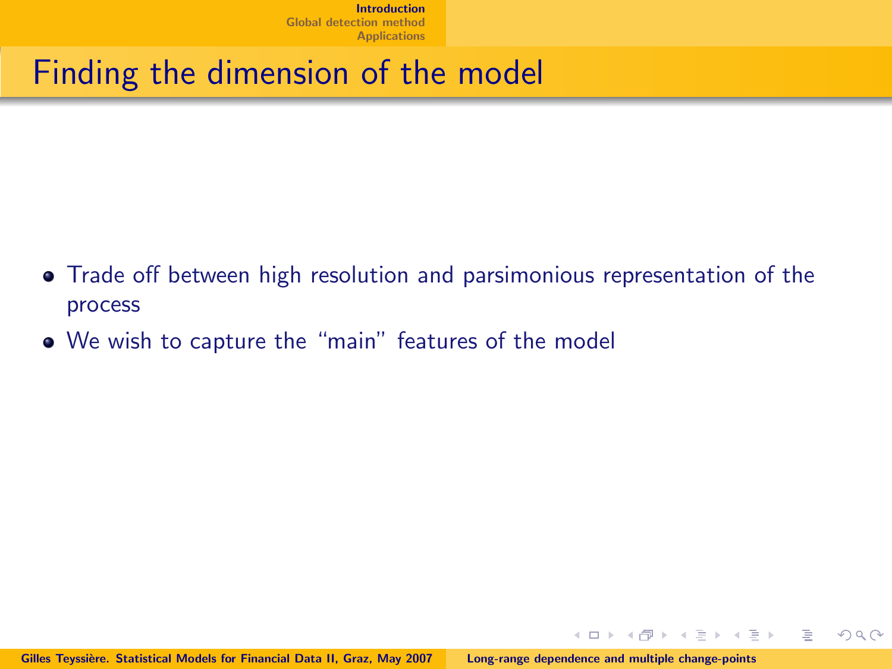# Finding the dimension of the model

- Trade off between high resolution and parsimonious representation of the process
- We wish to capture the "main" features of the model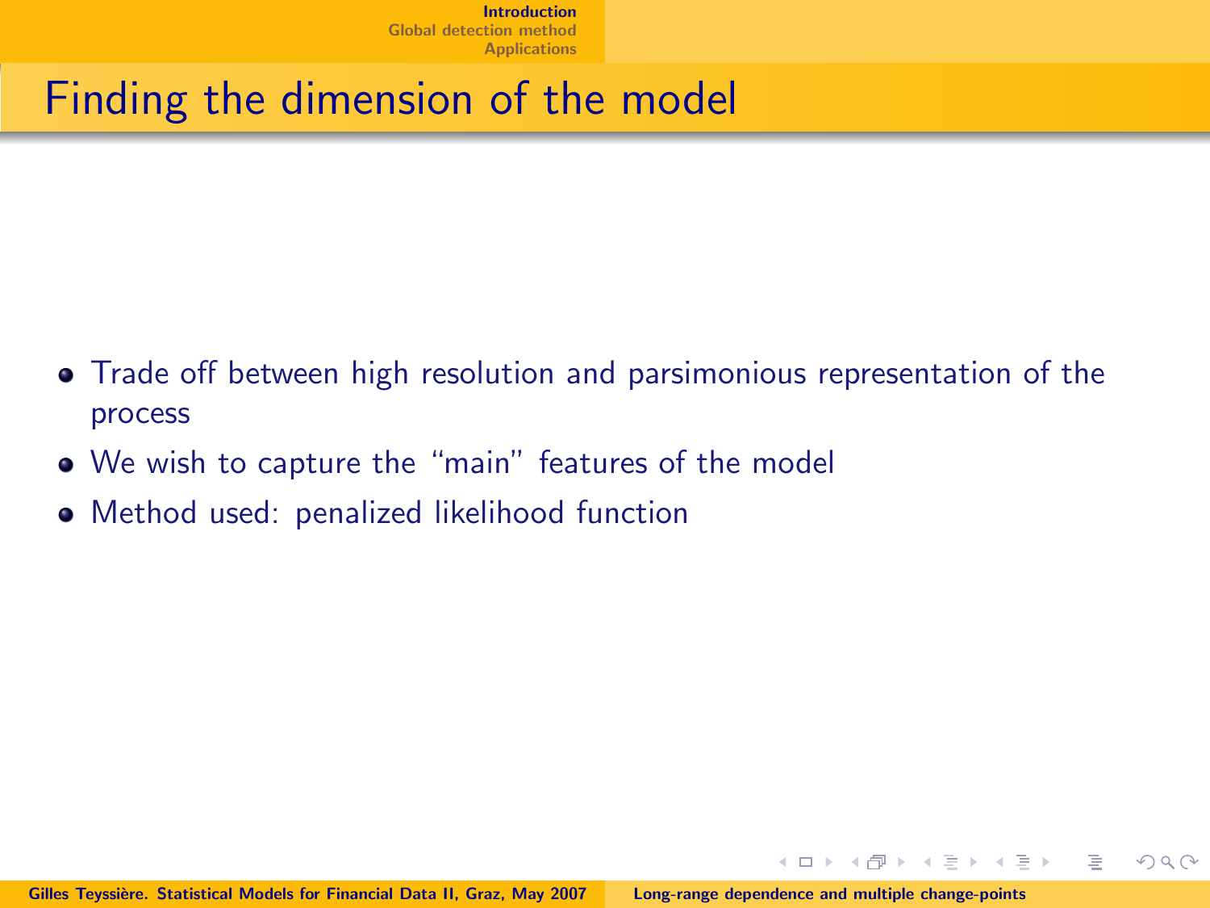# Finding the dimension of the model

- Trade off between high resolution and parsimonious representation of the process
- We wish to capture the "main" features of the model
- Method used: penalized likelihood function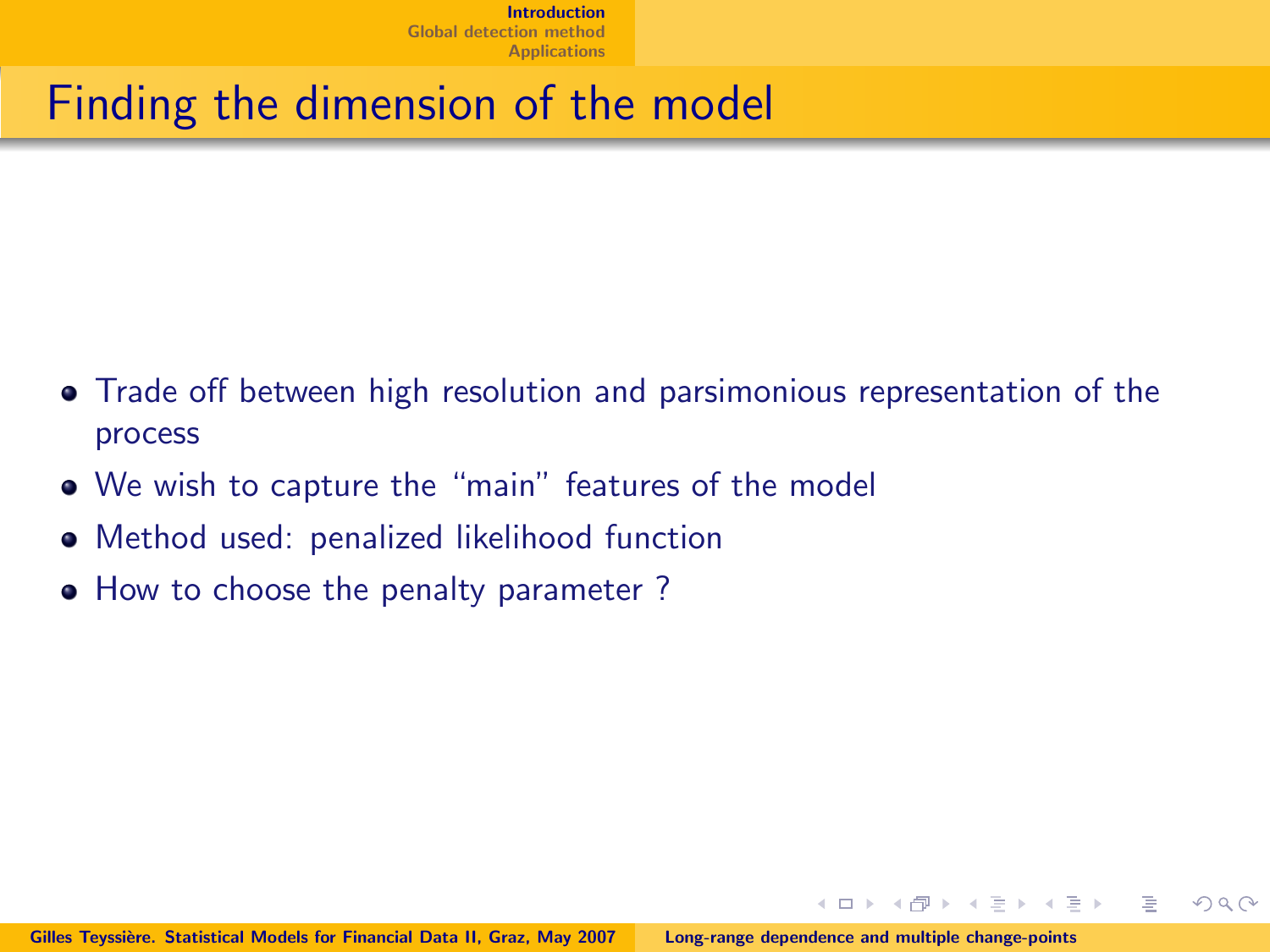# Finding the dimension of the model

- Trade off between high resolution and parsimonious representation of the process
- We wish to capture the "main" features of the model
- Method used: penalized likelihood function
- How to choose the penalty parameter ?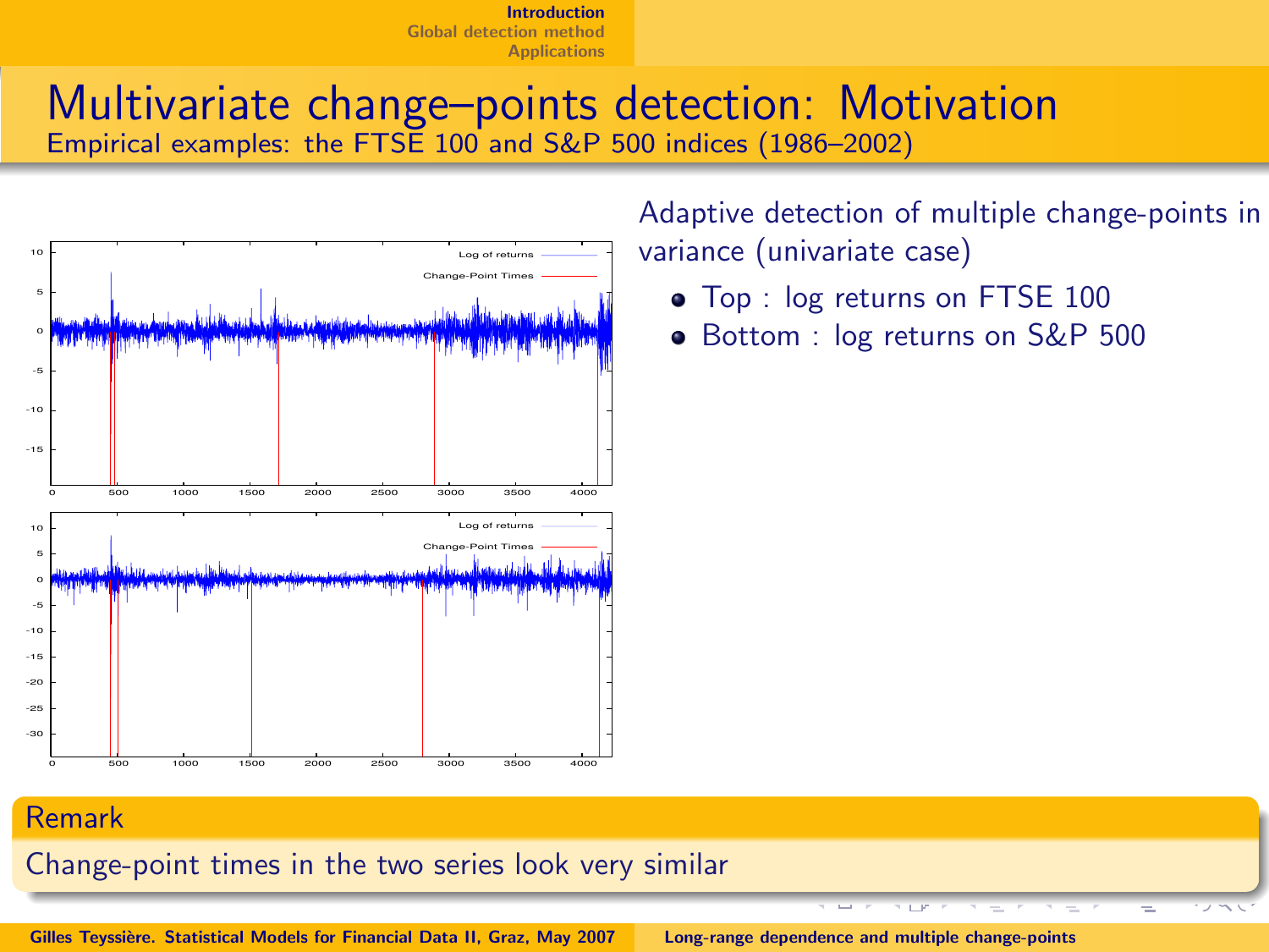# Multivariate change–points detection: Motivation

Empirical examples: the FTSE 100 and S&P 500 indices (1986–2002)

Adaptive detection of multiple change-points in variance (univariate case)

- Top : log returns on FTSE 100
- Bottom : log returns on S&P 500

**Remark**

Change-point times in the two series look very similar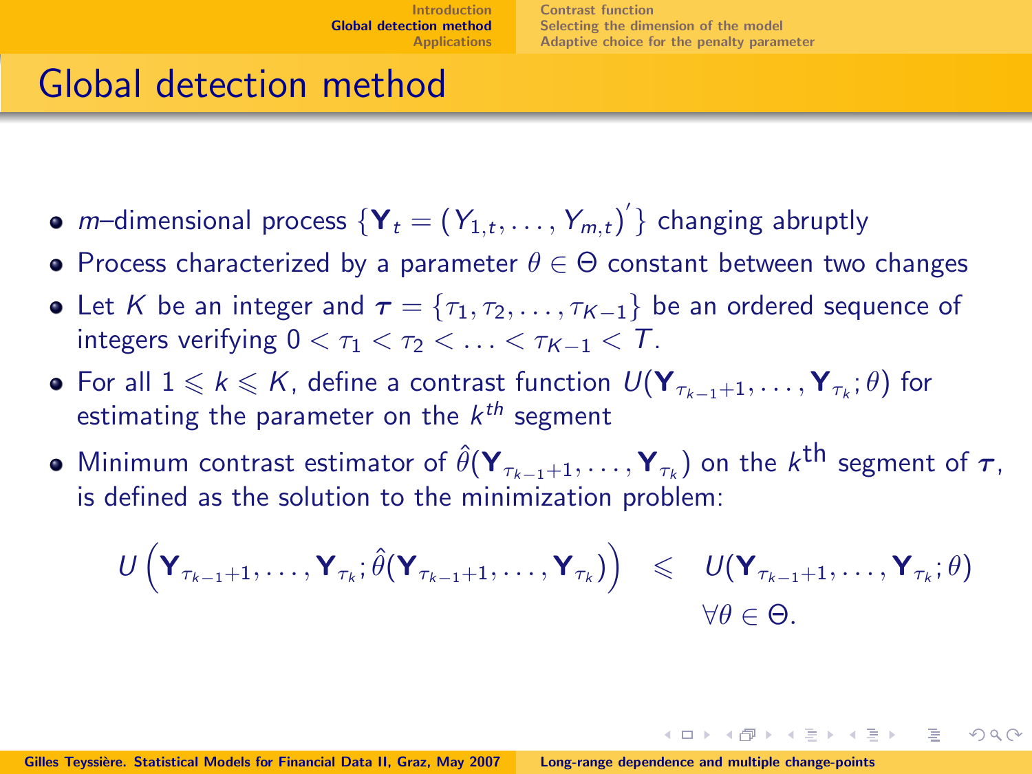# Global detection method

- $m$–dimensional process $\{\mathbf{Y}_t = (Y_{1,t}, \ldots, Y_{m,t})'\}$ changing abruptly
- Process characterized by a parameter $\theta \in \Theta$ constant between two changes
- Let $K$ be an integer and $\boldsymbol{\tau} = \{\tau_1, \tau_2, \ldots, \tau_{K-1}\}$ be an ordered sequence of integers verifying $0 < \tau_1 < \tau_2 < \ldots < \tau_{K-1} < T$.
- For all $1 \leqslant k \leqslant K$, define a contrast function $U(\mathbf{Y}_{\tau_{k-1}+1}, \ldots, \mathbf{Y}_{\tau_k}; \theta)$ for estimating the parameter on the $k^{th}$ segment
- Minimum contrast estimator of $\hat{\theta}(\mathbf{Y}_{\tau_{k-1}+1}, \ldots, \mathbf{Y}_{\tau_k})$ on the $k^{\text{th}}$ segment of $\boldsymbol{\tau}$, is defined as the solution to the minimization problem:

$$
\begin{aligned}
U\left(\mathbf{Y}_{\tau_{k-1}+1}, \ldots, \mathbf{Y}_{\tau_k}; \hat{\theta}(\mathbf{Y}_{\tau_{k-1}+1}, \ldots, \mathbf{Y}_{\tau_k})\right) \quad &\leqslant \quad U(\mathbf{Y}_{\tau_{k-1}+1}, \ldots, \mathbf{Y}_{\tau_k}; \theta) \\
&\qquad \forall \theta \in \Theta.
\end{aligned}
$$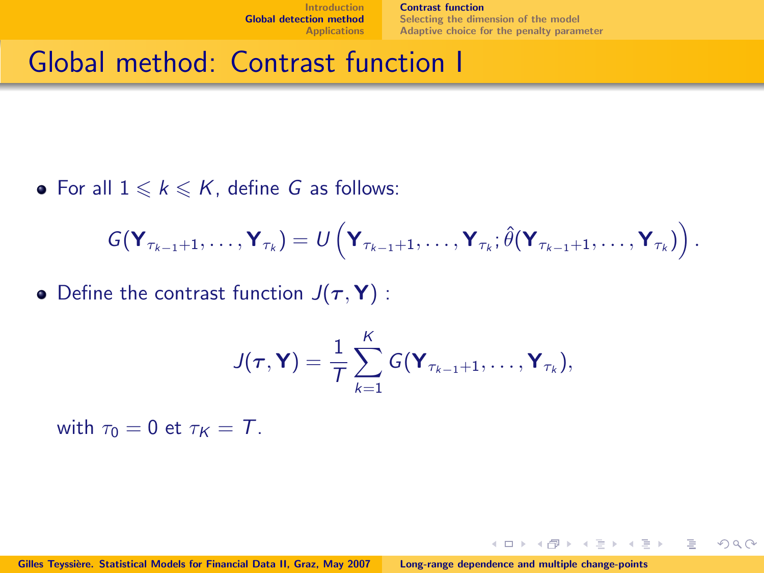# Global method: Contrast function I

- For all $1 \leqslant k \leqslant K$, define $G$ as follows:

$$G(\mathbf{Y}_{\tau_{k-1}+1}, \ldots, \mathbf{Y}_{\tau_k}) = U\left(\mathbf{Y}_{\tau_{k-1}+1}, \ldots, \mathbf{Y}_{\tau_k}; \hat{\theta}(\mathbf{Y}_{\tau_{k-1}+1}, \ldots, \mathbf{Y}_{\tau_k})\right).$$

- Define the contrast function $J(\boldsymbol{\tau}, \mathbf{Y})$ :

$$J(\boldsymbol{\tau}, \mathbf{Y}) = \frac{1}{T} \sum_{k=1}^{K} G(\mathbf{Y}_{\tau_{k-1}+1}, \ldots, \mathbf{Y}_{\tau_k}),$$

with $\tau_0 = 0$ et $\tau_K = T$.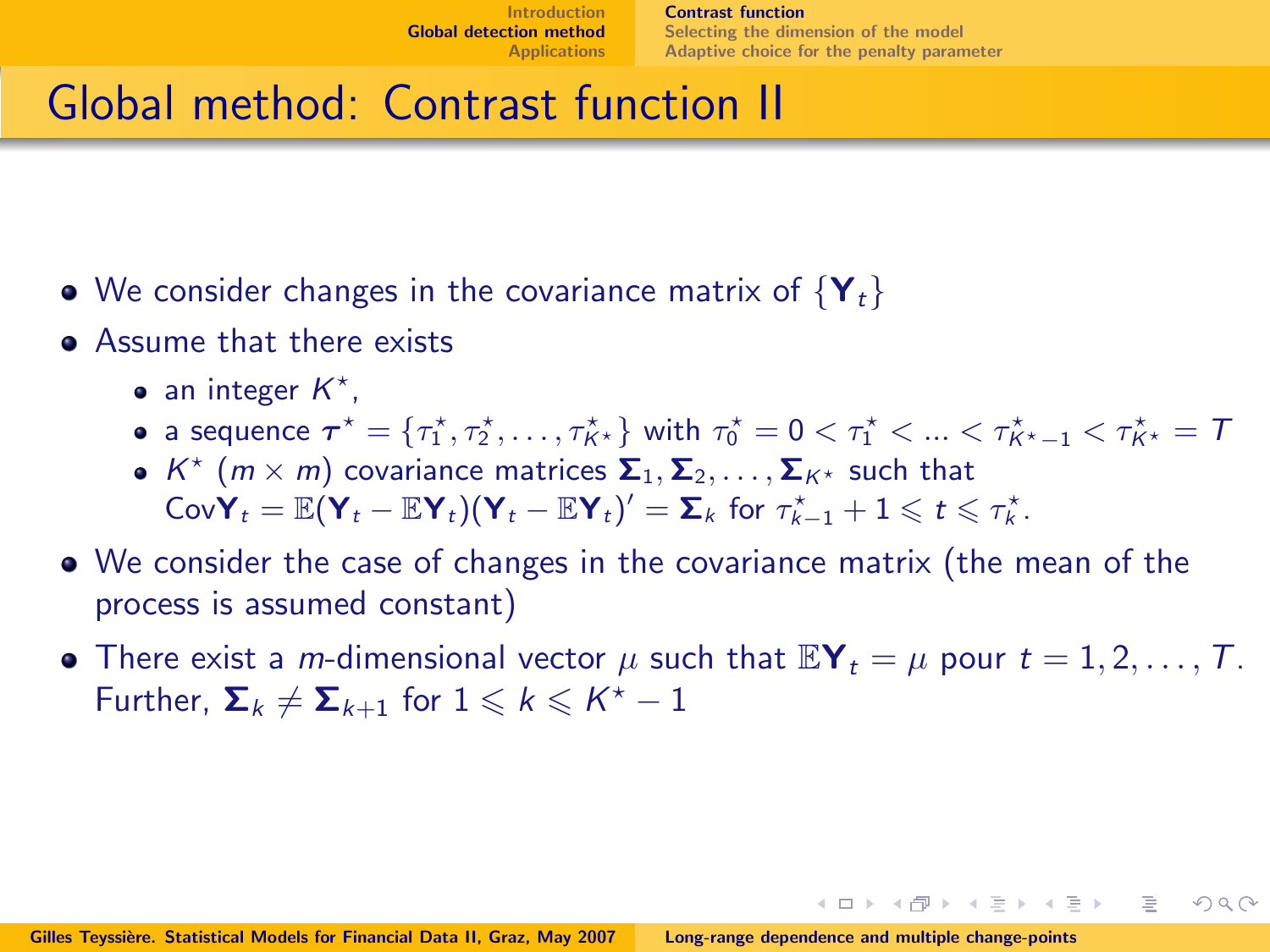# Global method: Contrast function II

- We consider changes in the covariance matrix of $\{\mathbf{Y}_t\}$
- Assume that there exists
  - an integer $K^\star$,
  - a sequence $\boldsymbol{\tau}^\star = \{\tau_1^\star, \tau_2^\star, \ldots, \tau_{K^\star}^\star\}$ with $\tau_0^\star = 0 < \tau_1^\star < \ldots < \tau_{K^\star-1}^\star < \tau_{K^\star}^\star = T$
  - $K^\star$ $(m \times m)$ covariance matrices $\boldsymbol{\Sigma}_1, \boldsymbol{\Sigma}_2, \ldots, \boldsymbol{\Sigma}_{K^\star}$ such that $\text{Cov}\mathbf{Y}_t = \mathbb{E}(\mathbf{Y}_t - \mathbb{E}\mathbf{Y}_t)(\mathbf{Y}_t - \mathbb{E}\mathbf{Y}_t)' = \boldsymbol{\Sigma}_k$ for $\tau_{k-1}^\star + 1 \leqslant t \leqslant \tau_k^\star$.
- We consider the case of changes in the covariance matrix (the mean of the process is assumed constant)
- There exist a $m$-dimensional vector $\mu$ such that $\mathbb{E}\mathbf{Y}_t = \mu$ pour $t = 1, 2, \ldots, T$. Further, $\boldsymbol{\Sigma}_k \neq \boldsymbol{\Sigma}_{k+1}$ for $1 \leqslant k \leqslant K^\star - 1$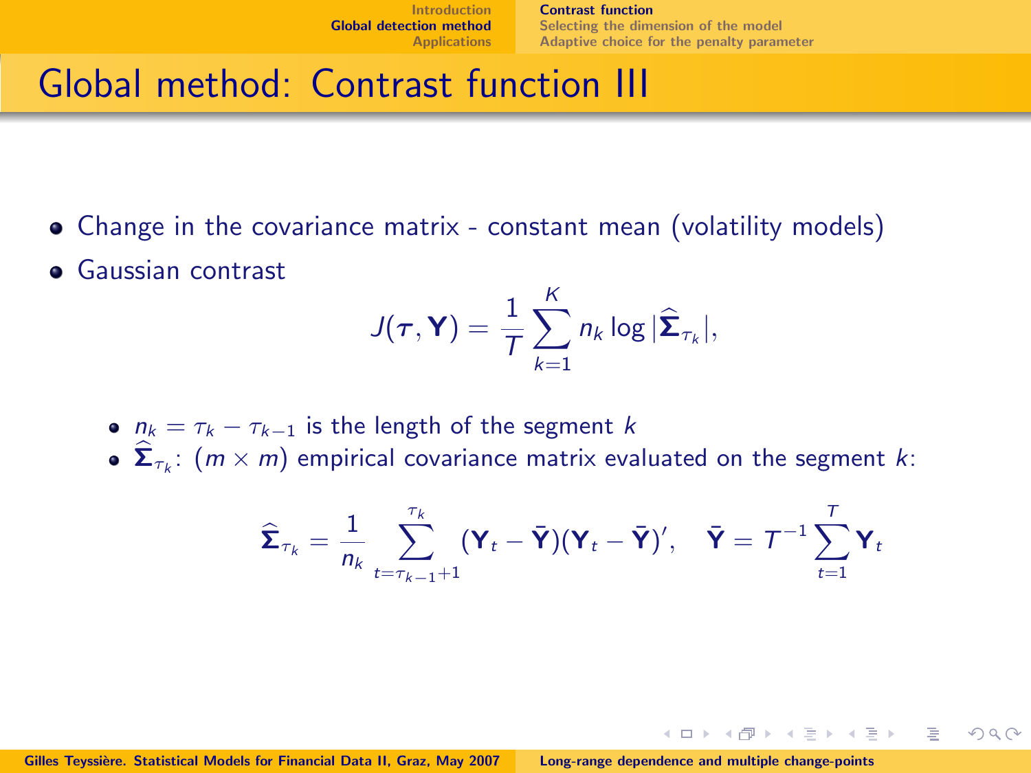# Global method: Contrast function III

- Change in the covariance matrix - constant mean (volatility models)
- Gaussian contrast

$$J(\boldsymbol{\tau}, \mathbf{Y}) = \frac{1}{T} \sum_{k=1}^{K} n_k \log |\widehat{\boldsymbol{\Sigma}}_{\tau_k}|,$$

  - $n_k = \tau_k - \tau_{k-1}$ is the length of the segment $k$
  - $\widehat{\boldsymbol{\Sigma}}_{\tau_k}$: $(m \times m)$ empirical covariance matrix evaluated on the segment $k$:

$$\widehat{\boldsymbol{\Sigma}}_{\tau_k} = \frac{1}{n_k} \sum_{t=\tau_{k-1}+1}^{\tau_k} (\mathbf{Y}_t - \bar{\mathbf{Y}})(\mathbf{Y}_t - \bar{\mathbf{Y}})', \quad \bar{\mathbf{Y}} = T^{-1} \sum_{t=1}^{T} \mathbf{Y}_t$$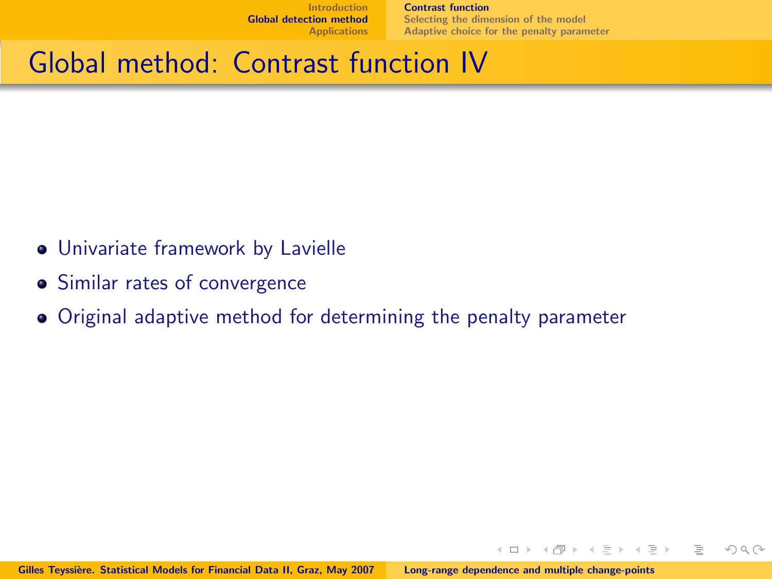# Global method: Contrast function IV

- Univariate framework by Lavielle
- Similar rates of convergence
- Original adaptive method for determining the penalty parameter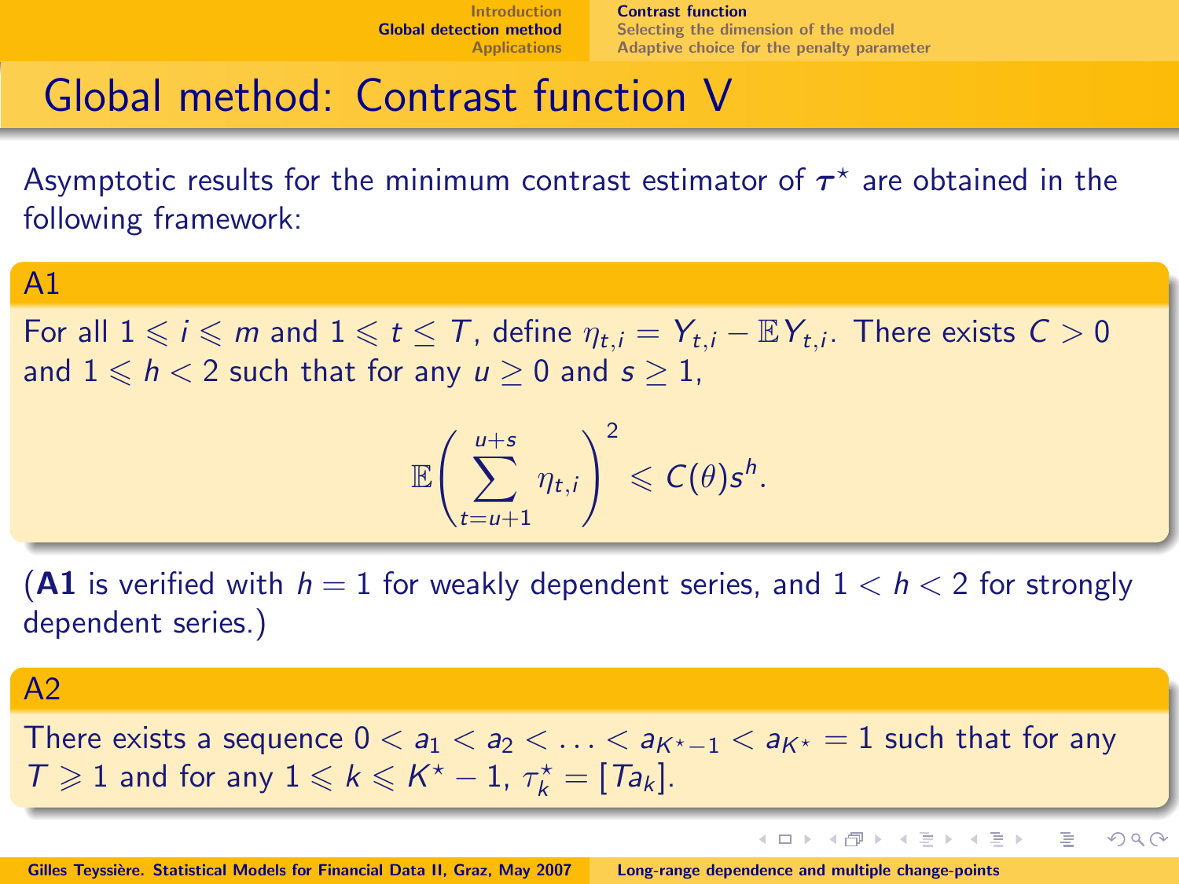# Global method: Contrast function V

Asymptotic results for the minimum contrast estimator of $\boldsymbol{\tau}^\star$ are obtained in the following framework:

**A1**

For all $1 \leqslant i \leqslant m$ and $1 \leqslant t \leq T$, define $\eta_{t,i} = Y_{t,i} - \mathbb{E}Y_{t,i}$. There exists $C > 0$ and $1 \leqslant h < 2$ such that for any $u \geq 0$ and $s \geq 1$,

$$\mathbb{E}\left(\sum_{t=u+1}^{u+s} \eta_{t,i}\right)^2 \leqslant C(\theta) s^h.$$

(**A1** is verified with $h = 1$ for weakly dependent series, and $1 < h < 2$ for strongly dependent series.)

**A2**

There exists a sequence $0 < a_1 < a_2 < \ldots < a_{K^\star - 1} < a_{K^\star} = 1$ such that for any $T \geqslant 1$ and for any $1 \leqslant k \leqslant K^\star - 1$, $\tau_k^\star = [Ta_k]$.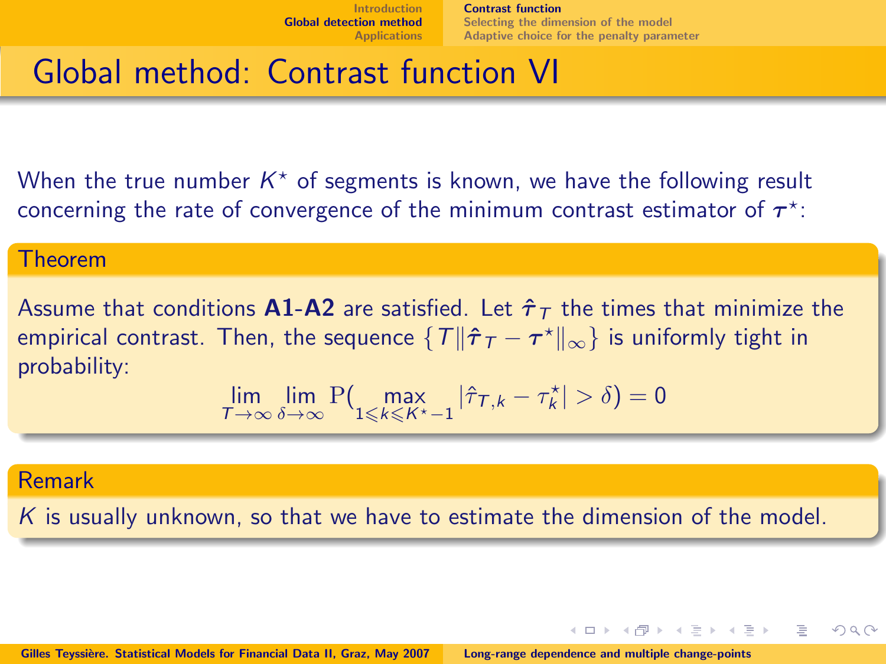# Global method: Contrast function VI

When the true number $K^\star$ of segments is known, we have the following result concerning the rate of convergence of the minimum contrast estimator of $\boldsymbol{\tau}^\star$:

**Theorem**

Assume that conditions **A1**-**A2** are satisfied. Let $\hat{\boldsymbol{\tau}}_T$ the times that minimize the empirical contrast. Then, the sequence $\{T\|\hat{\boldsymbol{\tau}}_T - \boldsymbol{\tau}^\star\|_\infty\}$ is uniformly tight in probability:

$$\lim_{T\to\infty} \lim_{\delta\to\infty} \mathrm{P}\big( \max_{1\leqslant k\leqslant K^\star-1} |\hat{\tau}_{T,k} - \tau_k^\star| > \delta\big) = 0$$

**Remark**

$K$ is usually unknown, so that we have to estimate the dimension of the model.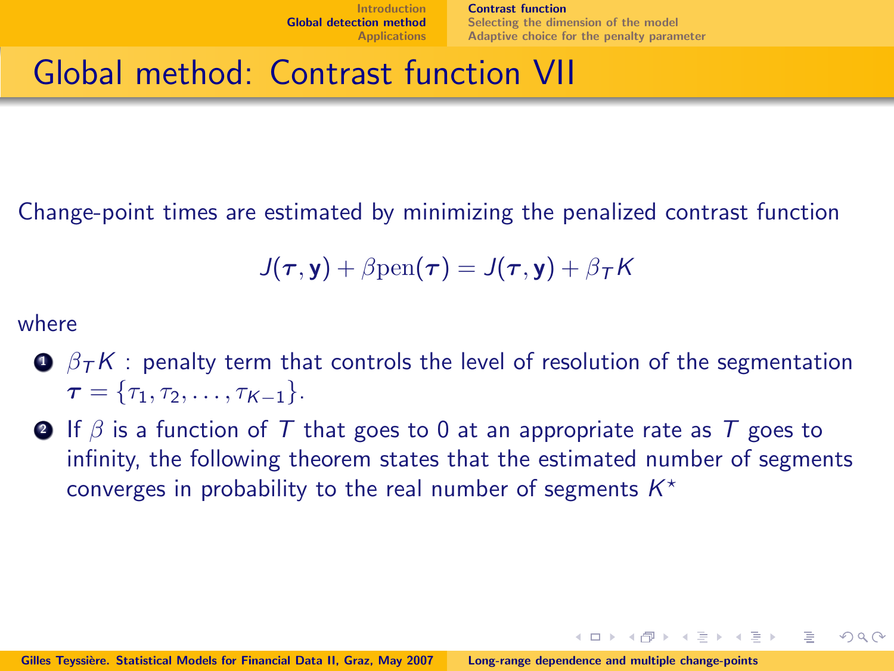# Global method: Contrast function VII

Change-point times are estimated by minimizing the penalized contrast function

$$J(\boldsymbol{\tau}, \mathbf{y}) + \beta \mathrm{pen}(\boldsymbol{\tau}) = J(\boldsymbol{\tau}, \mathbf{y}) + \beta_T K$$

where

1. $\beta_T K$ : penalty term that controls the level of resolution of the segmentation $\boldsymbol{\tau} = \{\tau_1, \tau_2, \ldots, \tau_{K-1}\}$.
2. If $\beta$ is a function of $T$ that goes to 0 at an appropriate rate as $T$ goes to infinity, the following theorem states that the estimated number of segments converges in probability to the real number of segments $K^\star$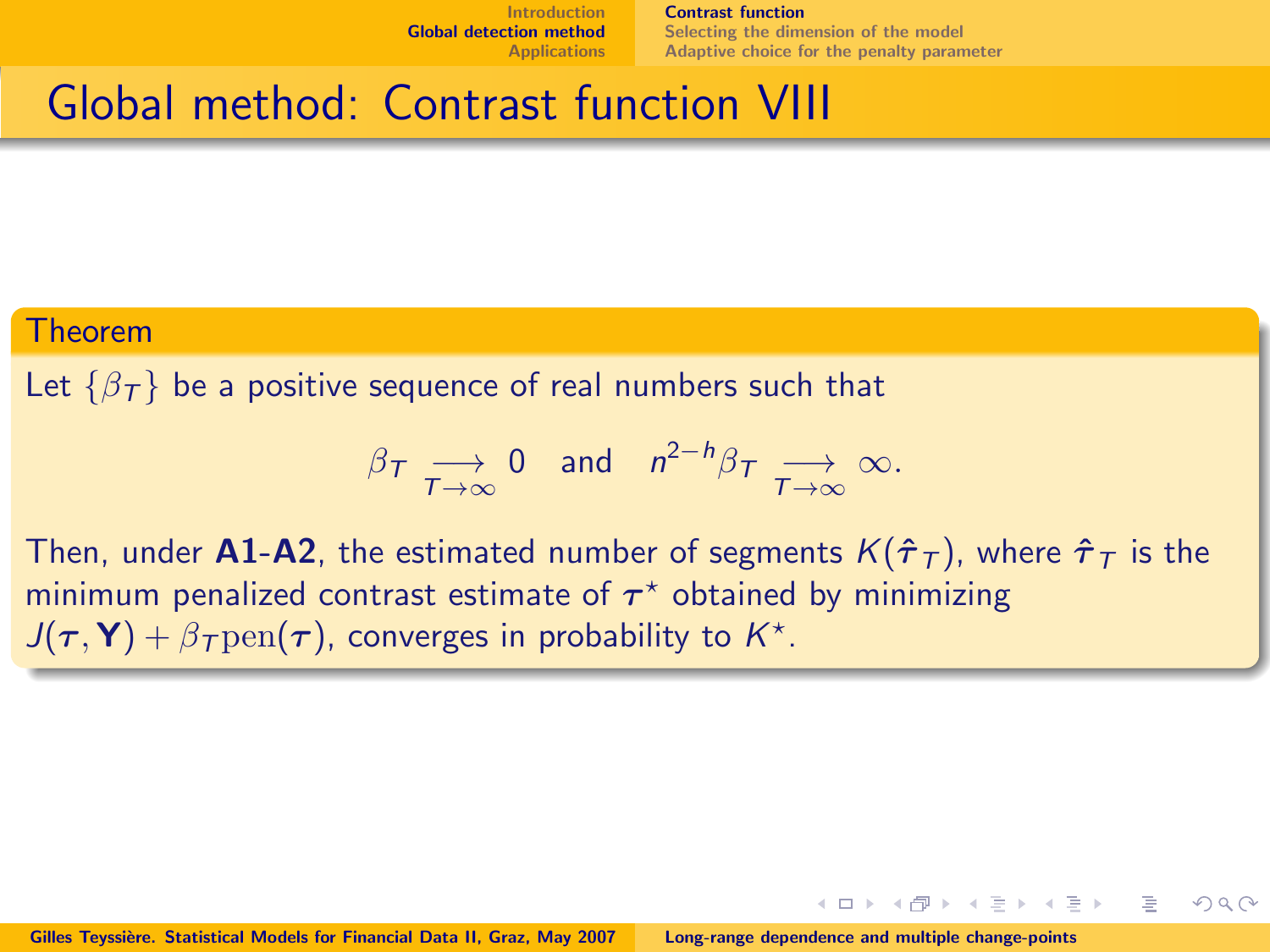# Global method: Contrast function VIII

**Theorem**

Let $\{\beta_T\}$ be a positive sequence of real numbers such that

$$\beta_T \underset{T\to\infty}{\longrightarrow} 0 \quad \text{and} \quad n^{2-h}\beta_T \underset{T\to\infty}{\longrightarrow} \infty.$$

Then, under **A1**-**A2**, the estimated number of segments $K(\hat{\boldsymbol{\tau}}_T)$, where $\hat{\boldsymbol{\tau}}_T$ is the minimum penalized contrast estimate of $\boldsymbol{\tau}^\star$ obtained by minimizing $J(\boldsymbol{\tau}, \mathbf{Y}) + \beta_T \mathrm{pen}(\boldsymbol{\tau})$, converges in probability to $K^\star$.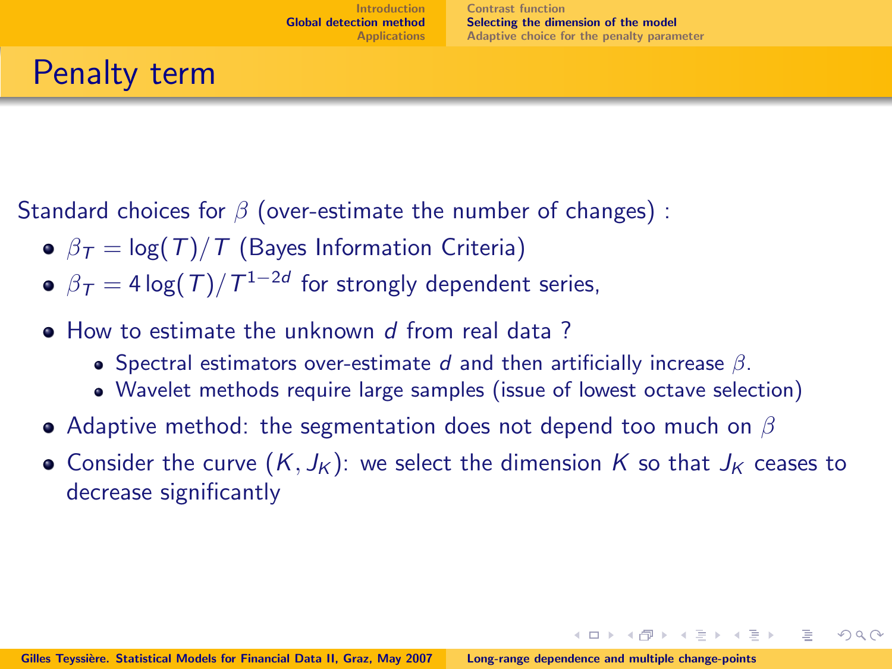# Penalty term

Standard choices for $\beta$ (over-estimate the number of changes) :

- $\beta_T = \log(T)/T$ (Bayes Information Criteria)
- $\beta_T = 4\log(T)/T^{1-2d}$ for strongly dependent series,

- How to estimate the unknown $d$ from real data ?
  - Spectral estimators over-estimate $d$ and then artificially increase $\beta$.
  - Wavelet methods require large samples (issue of lowest octave selection)
- Adaptive method: the segmentation does not depend too much on $\beta$
- Consider the curve $(K, J_K)$: we select the dimension $K$ so that $J_K$ ceases to decrease significantly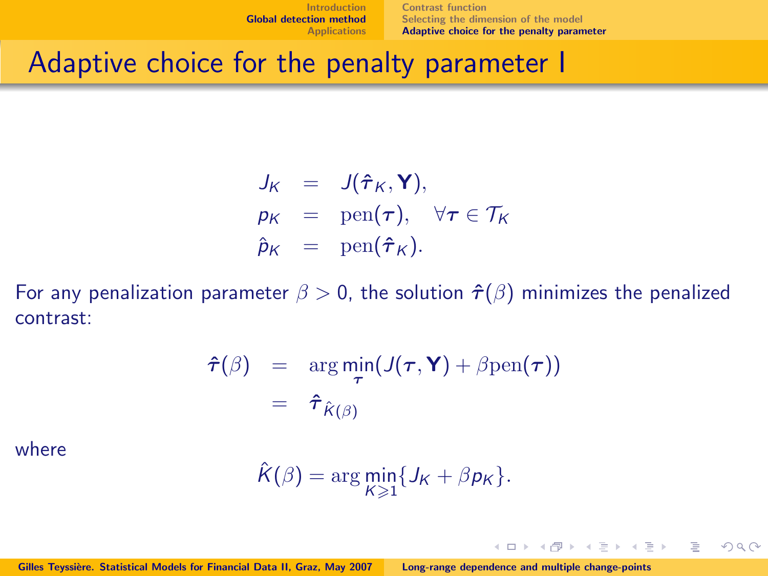# Adaptive choice for the penalty parameter I

$$
\begin{aligned}
J_K &= J(\hat{\boldsymbol{\tau}}_K, \mathbf{Y}), \\
p_K &= \mathrm{pen}(\boldsymbol{\tau}), \quad \forall \boldsymbol{\tau} \in \mathcal{T}_K \\
\hat{p}_K &= \mathrm{pen}(\hat{\boldsymbol{\tau}}_K).
\end{aligned}
$$

For any penalization parameter $\beta > 0$, the solution $\hat{\boldsymbol{\tau}}(\beta)$ minimizes the penalized contrast:

$$
\begin{aligned}
\hat{\boldsymbol{\tau}}(\beta) &= \arg\min_{\boldsymbol{\tau}} (J(\boldsymbol{\tau}, \mathbf{Y}) + \beta \mathrm{pen}(\boldsymbol{\tau})) \\
&= \hat{\boldsymbol{\tau}}_{\hat{K}(\beta)}
\end{aligned}
$$

where

$$
\hat{K}(\beta) = \arg\min_{K \geqslant 1} \{ J_K + \beta p_K \}.
$$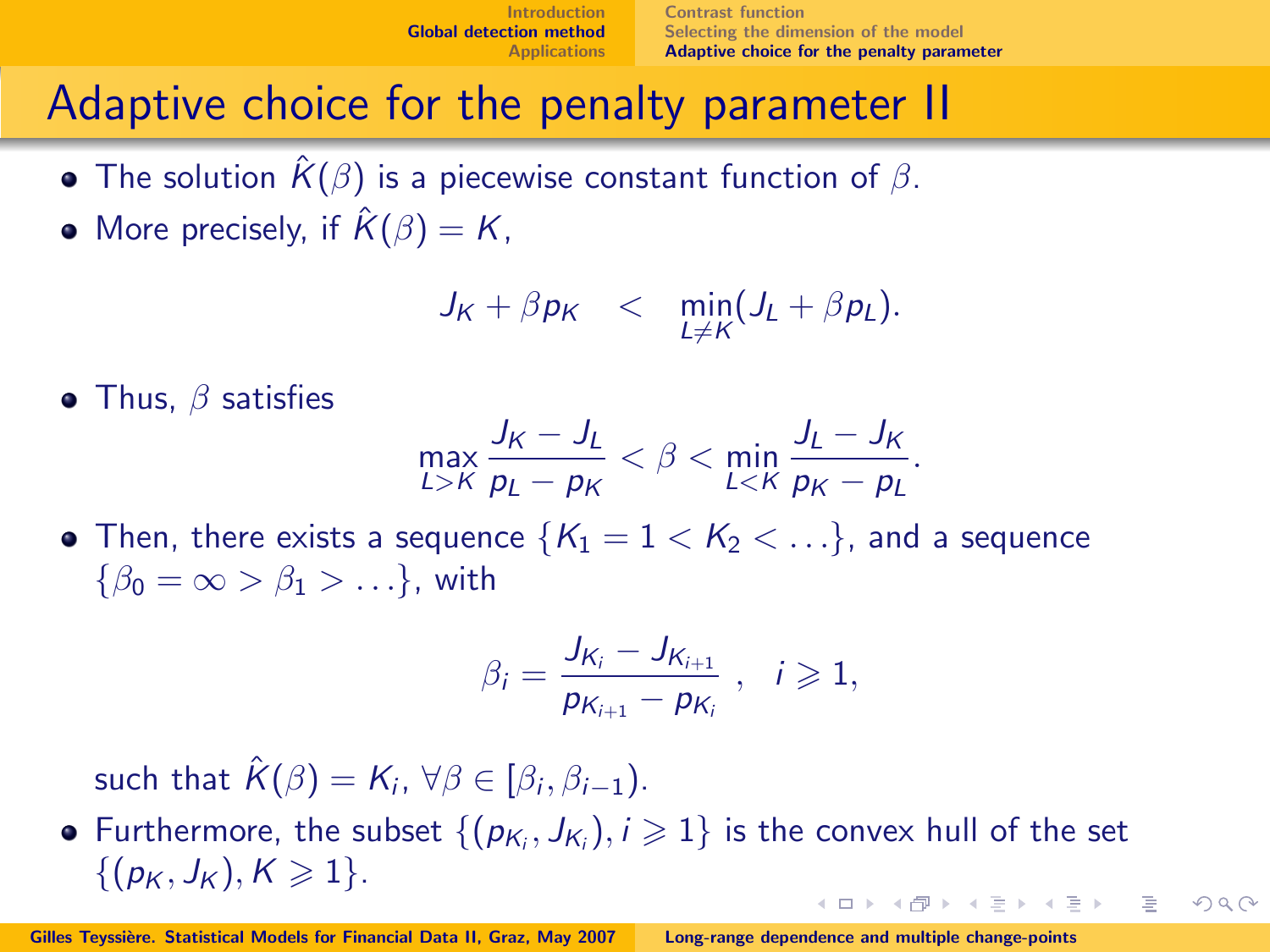# Adaptive choice for the penalty parameter II

- The solution $\hat{K}(\beta)$ is a piecewise constant function of $\beta$.
- More precisely, if $\hat{K}(\beta) = K$,

$$J_K + \beta p_K \quad < \quad \min_{L \neq K}(J_L + \beta p_L).$$

- Thus, $\beta$ satisfies

$$\max_{L > K} \frac{J_K - J_L}{p_L - p_K} < \beta < \min_{L < K} \frac{J_L - J_K}{p_K - p_L}.$$

- Then, there exists a sequence $\{K_1 = 1 < K_2 < \ldots\}$, and a sequence $\{\beta_0 = \infty > \beta_1 > \ldots\}$, with

$$\beta_i = \frac{J_{K_i} - J_{K_{i+1}}}{p_{K_{i+1}} - p_{K_i}} \ , \quad i \geqslant 1,$$

  such that $\hat{K}(\beta) = K_i$, $\forall \beta \in [\beta_i, \beta_{i-1})$.

- Furthermore, the subset $\{(p_{K_i}, J_{K_i}), i \geqslant 1\}$ is the convex hull of the set $\{(p_K, J_K), K \geqslant 1\}$.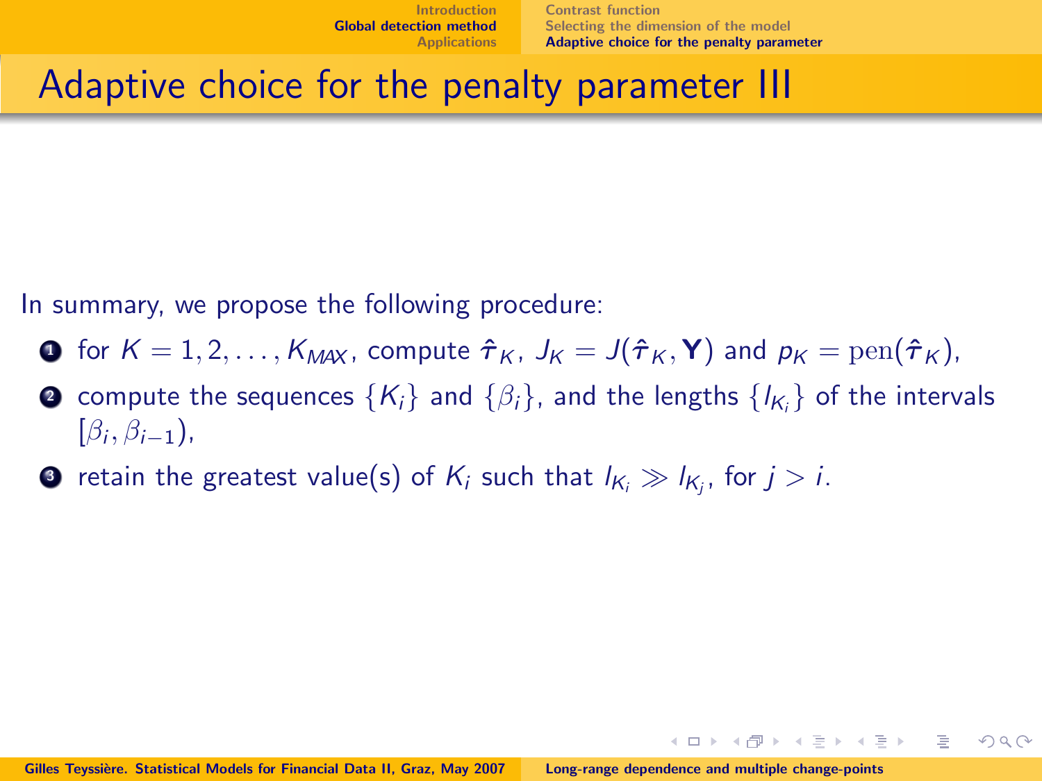# Adaptive choice for the penalty parameter III

In summary, we propose the following procedure:

1. for $K = 1, 2, \ldots, K_{MAX}$, compute $\hat{\boldsymbol{\tau}}_K$, $J_K = J(\hat{\boldsymbol{\tau}}_K, \mathbf{Y})$ and $p_K = \mathrm{pen}(\hat{\boldsymbol{\tau}}_K)$,
2. compute the sequences $\{K_i\}$ and $\{\beta_i\}$, and the lengths $\{l_{K_i}\}$ of the intervals $[\beta_i, \beta_{i-1})$,
3. retain the greatest value(s) of $K_i$ such that $l_{K_i} \gg l_{K_j}$, for $j > i$.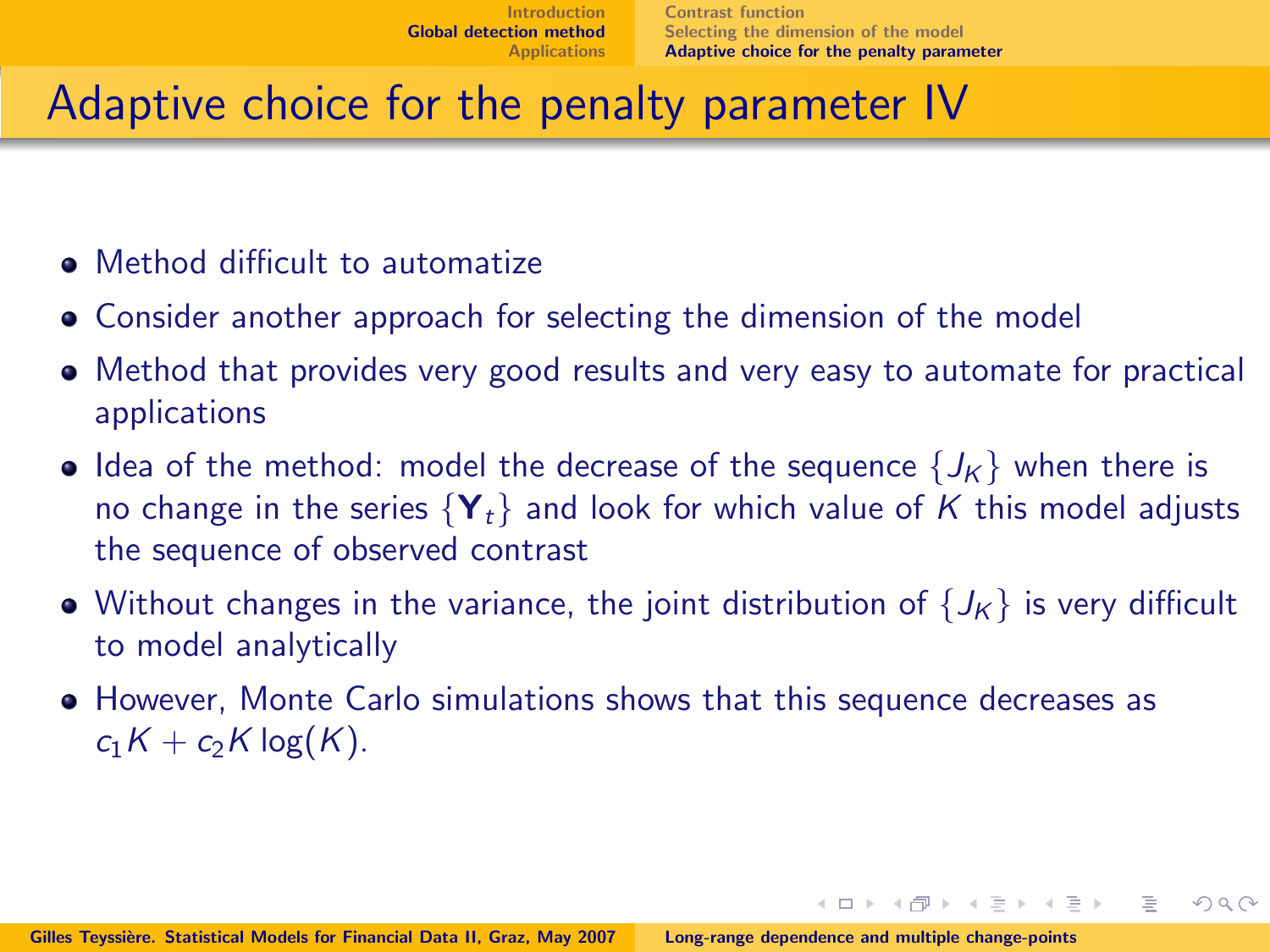# Adaptive choice for the penalty parameter IV

- Method difficult to automatize
- Consider another approach for selecting the dimension of the model
- Method that provides very good results and very easy to automate for practical applications
- Idea of the method: model the decrease of the sequence $\{J_K\}$ when there is no change in the series $\{\mathbf{Y}_t\}$ and look for which value of $K$ this model adjusts the sequence of observed contrast
- Without changes in the variance, the joint distribution of $\{J_K\}$ is very difficult to model analytically
- However, Monte Carlo simulations shows that this sequence decreases as $c_1 K + c_2 K \log(K)$.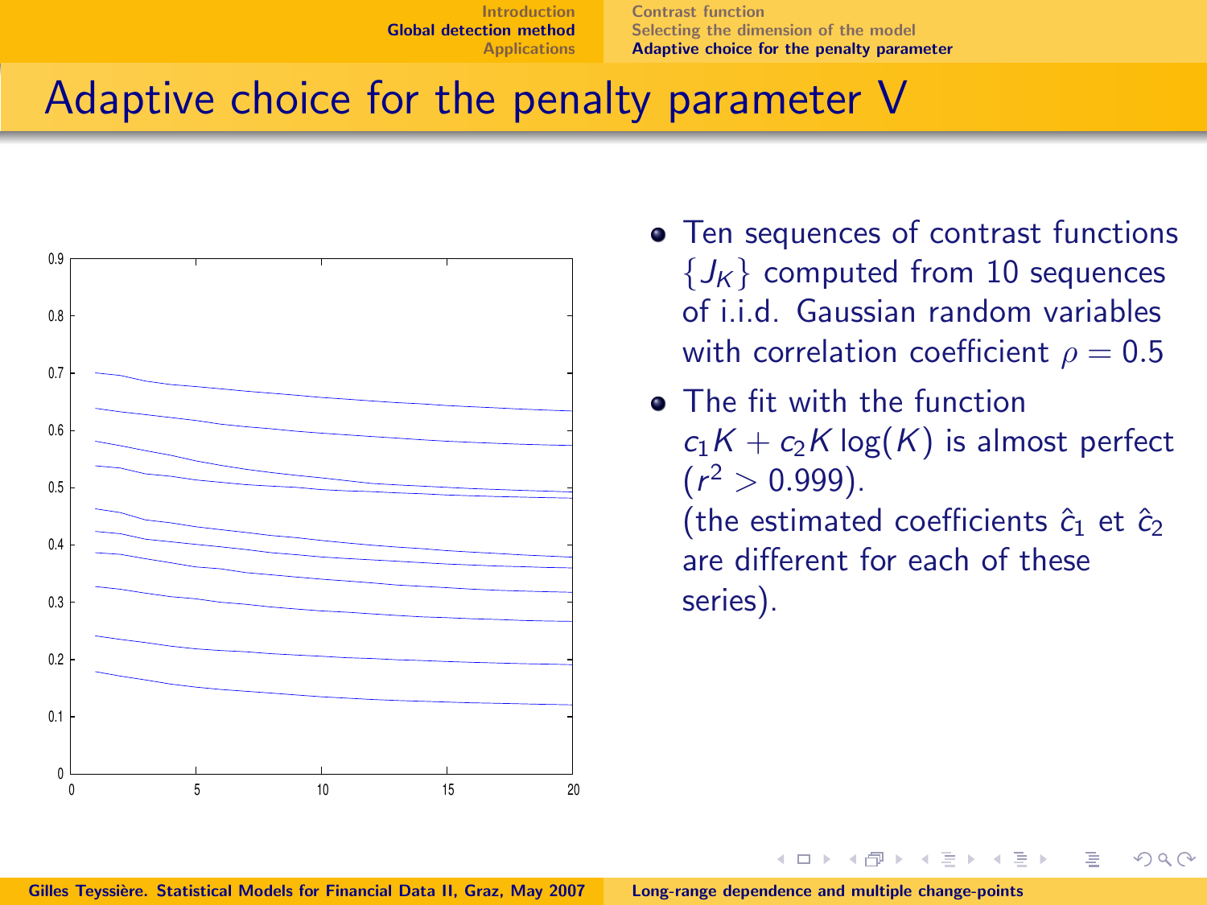# Adaptive choice for the penalty parameter V

- Ten sequences of contrast functions $\{J_K\}$ computed from 10 sequences of i.i.d. Gaussian random variables with correlation coefficient $\rho = 0.5$
- The fit with the function $c_1 K + c_2 K \log(K)$ is almost perfect ($r^2 > 0.999$).
  (the estimated coefficients $\hat{c}_1$ et $\hat{c}_2$ are different for each of these series).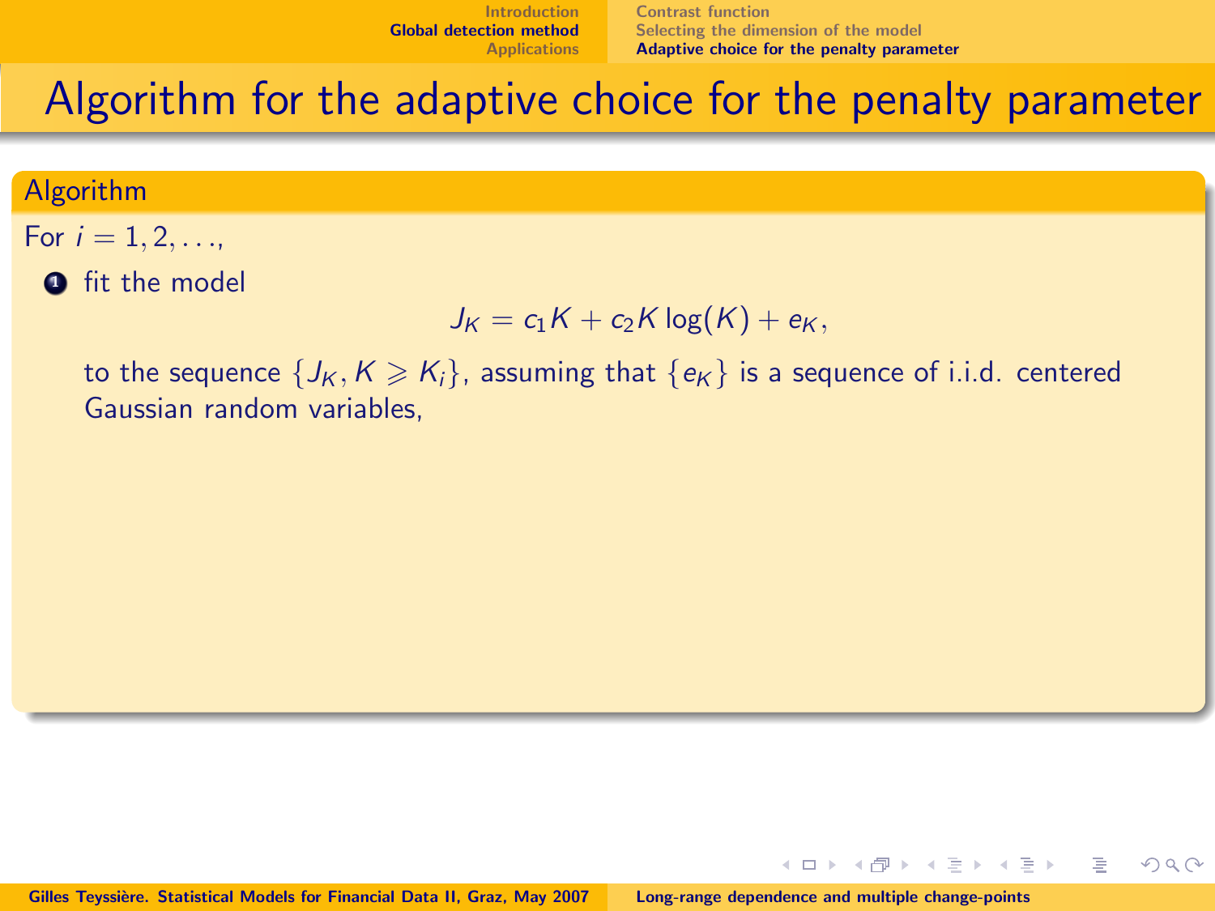# Algorithm for the adaptive choice for the penalty parameter

**Algorithm**

For $i = 1, 2, \ldots,$

1. fit the model

$$J_K = c_1 K + c_2 K \log(K) + e_K,$$

to the sequence $\{J_K, K \geqslant K_i\}$, assuming that $\{e_K\}$ is a sequence of i.i.d. centered Gaussian random variables,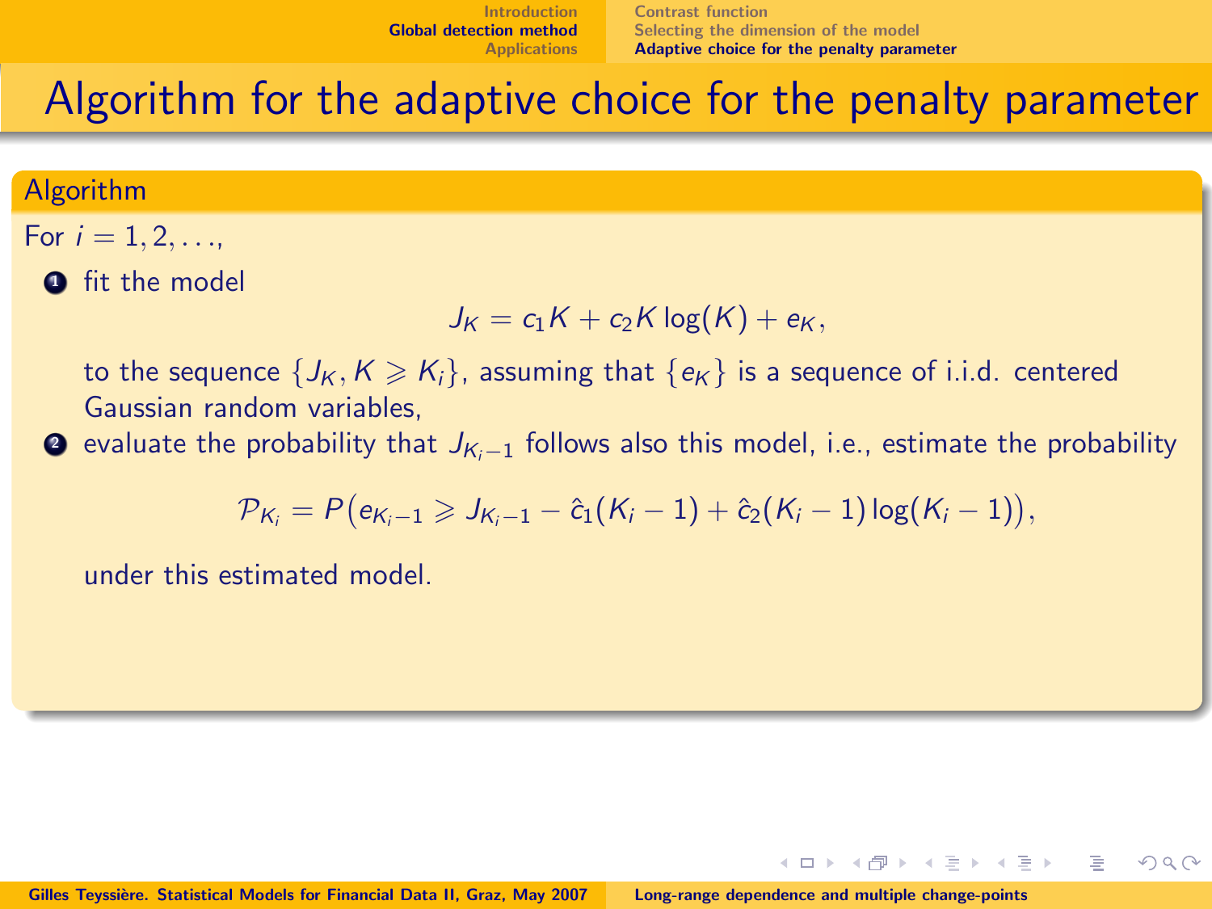# Algorithm for the adaptive choice for the penalty parameter

**Algorithm**

For $i = 1, 2, \ldots,$

1. fit the model
$$J_K = c_1 K + c_2 K \log(K) + e_K,$$
to the sequence $\{J_K, K \geqslant K_i\}$, assuming that $\{e_K\}$ is a sequence of i.i.d. centered Gaussian random variables,
2. evaluate the probability that $J_{K_i - 1}$ follows also this model, i.e., estimate the probability
$$\mathcal{P}_{K_i} = P\big(e_{K_i - 1} \geqslant J_{K_i - 1} - \hat{c}_1(K_i - 1) + \hat{c}_2(K_i - 1)\log(K_i - 1)\big),$$
under this estimated model.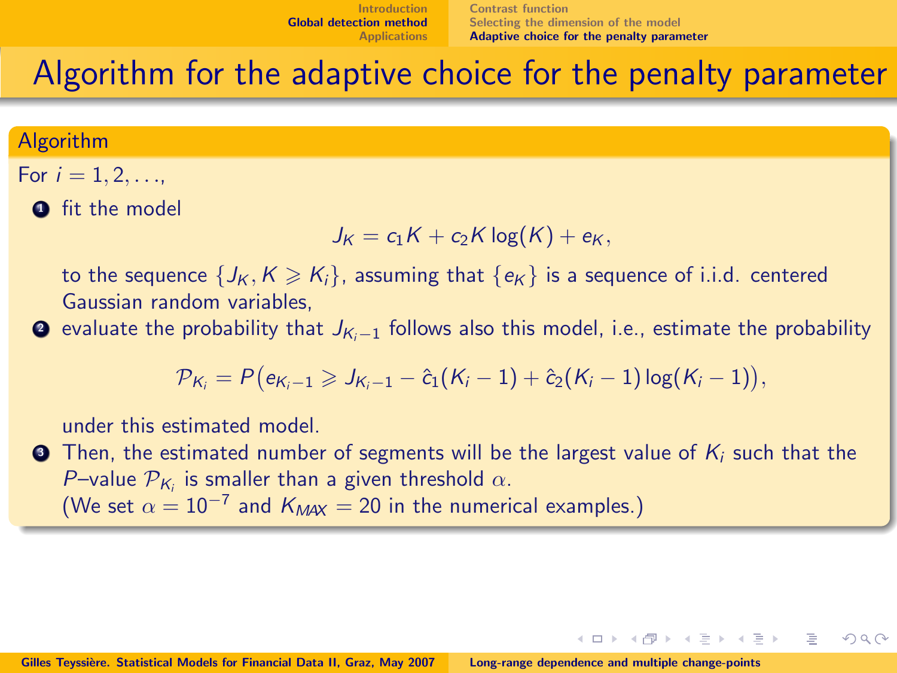# Algorithm for the adaptive choice for the penalty parameter

## Algorithm

For $i = 1, 2, \ldots,$

1. fit the model

$$J_K = c_1 K + c_2 K \log(K) + e_K,$$

   to the sequence $\{J_K, K \geqslant K_i\}$, assuming that $\{e_K\}$ is a sequence of i.i.d. centered Gaussian random variables,

2. evaluate the probability that $J_{K_i - 1}$ follows also this model, i.e., estimate the probability

$$\mathcal{P}_{K_i} = P\big(e_{K_i - 1} \geqslant J_{K_i - 1} - \hat{c}_1(K_i - 1) + \hat{c}_2(K_i - 1)\log(K_i - 1)\big),$$

   under this estimated model.

3. Then, the estimated number of segments will be the largest value of $K_i$ such that the $P$–value $\mathcal{P}_{K_i}$ is smaller than a given threshold $\alpha$.
   (We set $\alpha = 10^{-7}$ and $K_{MAX} = 20$ in the numerical examples.)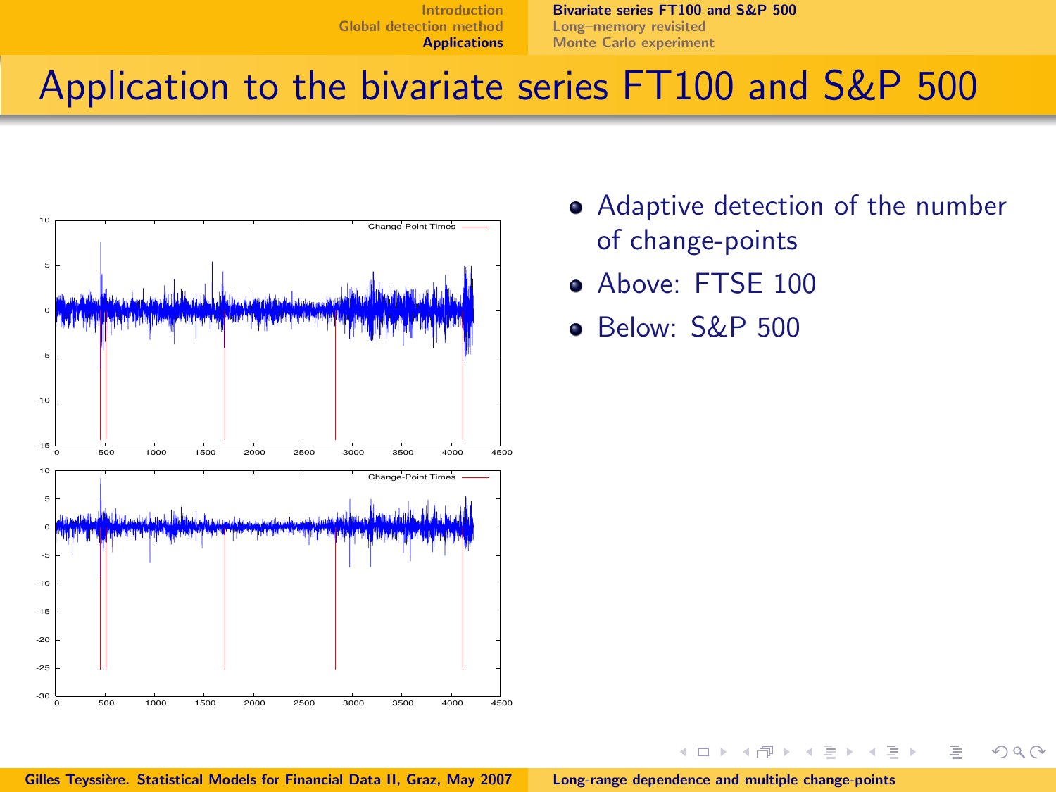# Application to the bivariate series FT100 and S&P 500

- Adaptive detection of the number of change-points
- Above: FTSE 100
- Below: S&P 500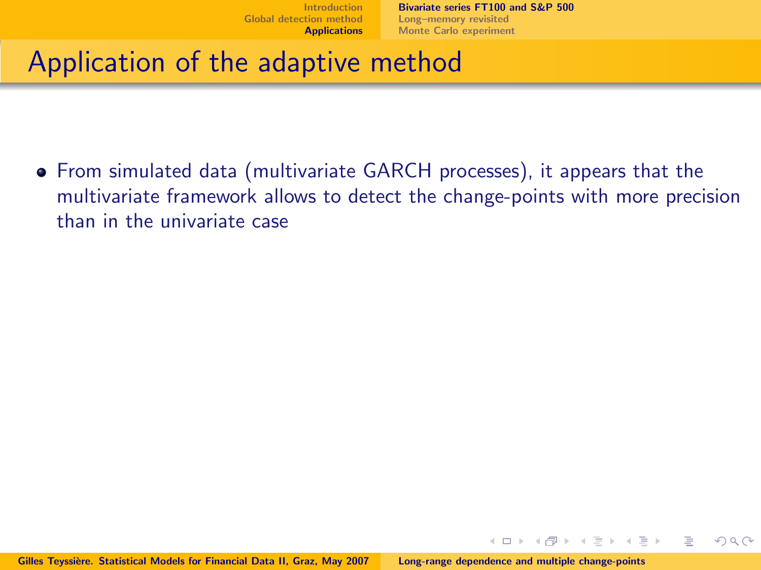# Application of the adaptive method

- From simulated data (multivariate GARCH processes), it appears that the multivariate framework allows to detect the change-points with more precision than in the univariate case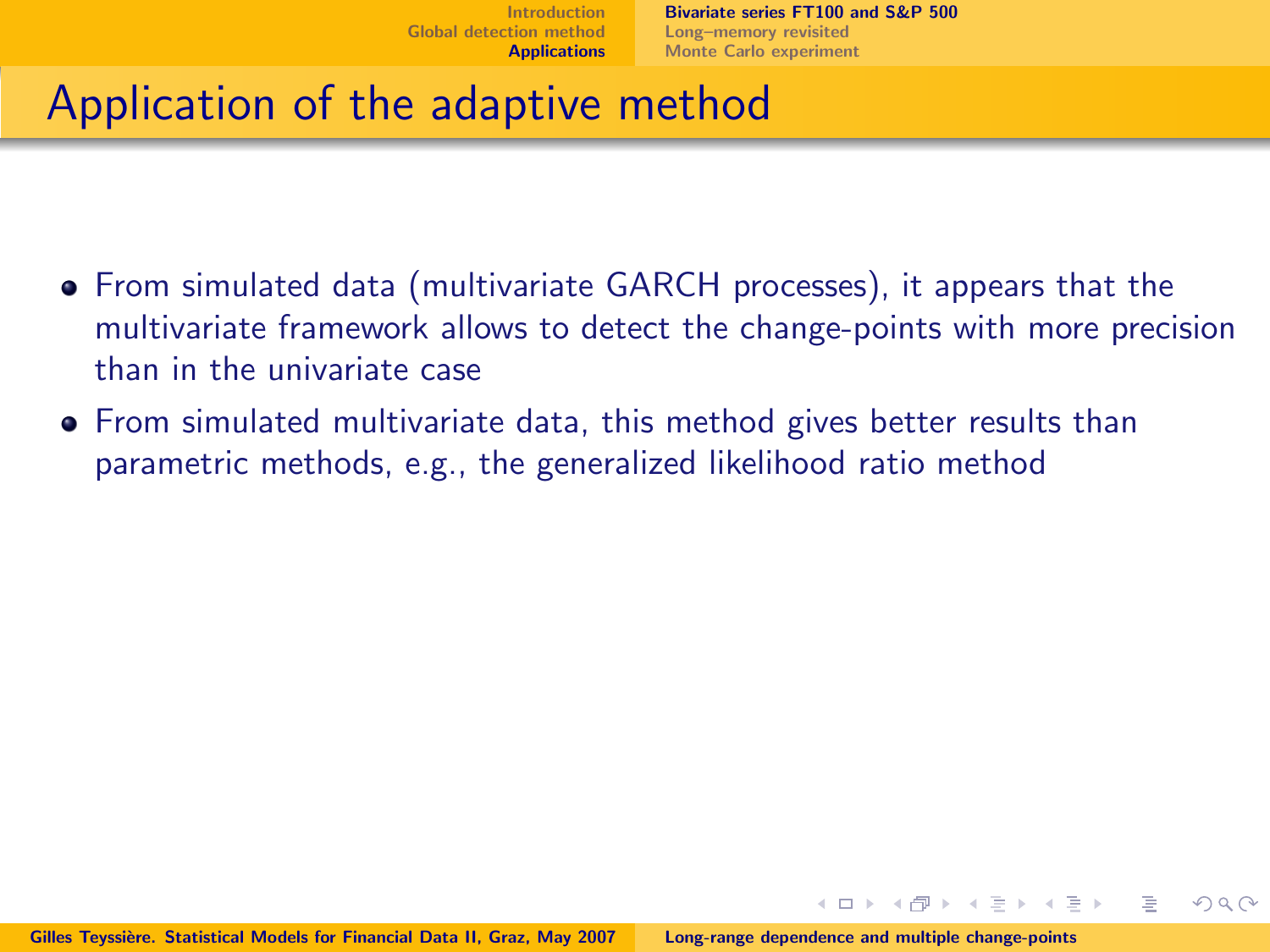# Application of the adaptive method

- From simulated data (multivariate GARCH processes), it appears that the multivariate framework allows to detect the change-points with more precision than in the univariate case
- From simulated multivariate data, this method gives better results than parametric methods, e.g., the generalized likelihood ratio method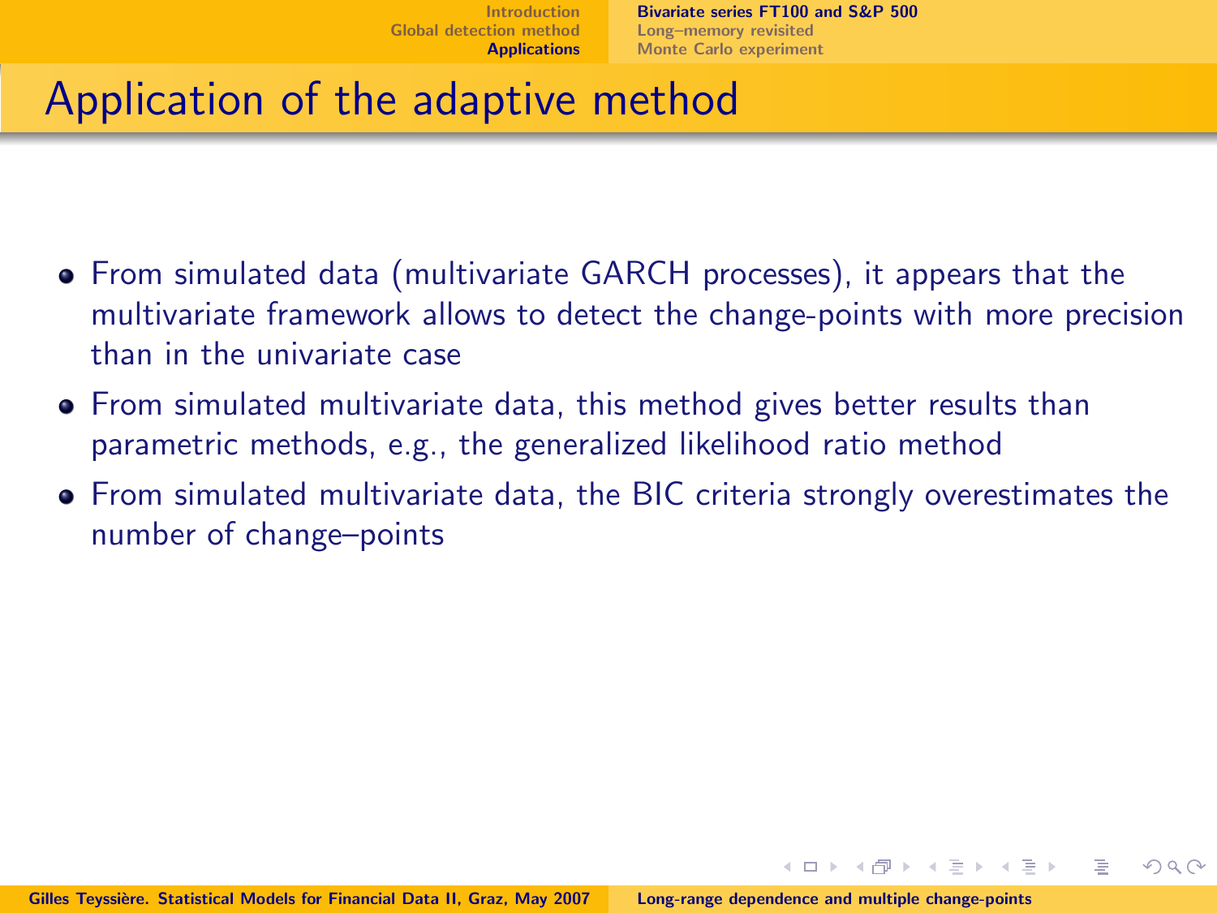# Application of the adaptive method

- From simulated data (multivariate GARCH processes), it appears that the multivariate framework allows to detect the change-points with more precision than in the univariate case
- From simulated multivariate data, this method gives better results than parametric methods, e.g., the generalized likelihood ratio method
- From simulated multivariate data, the BIC criteria strongly overestimates the number of change–points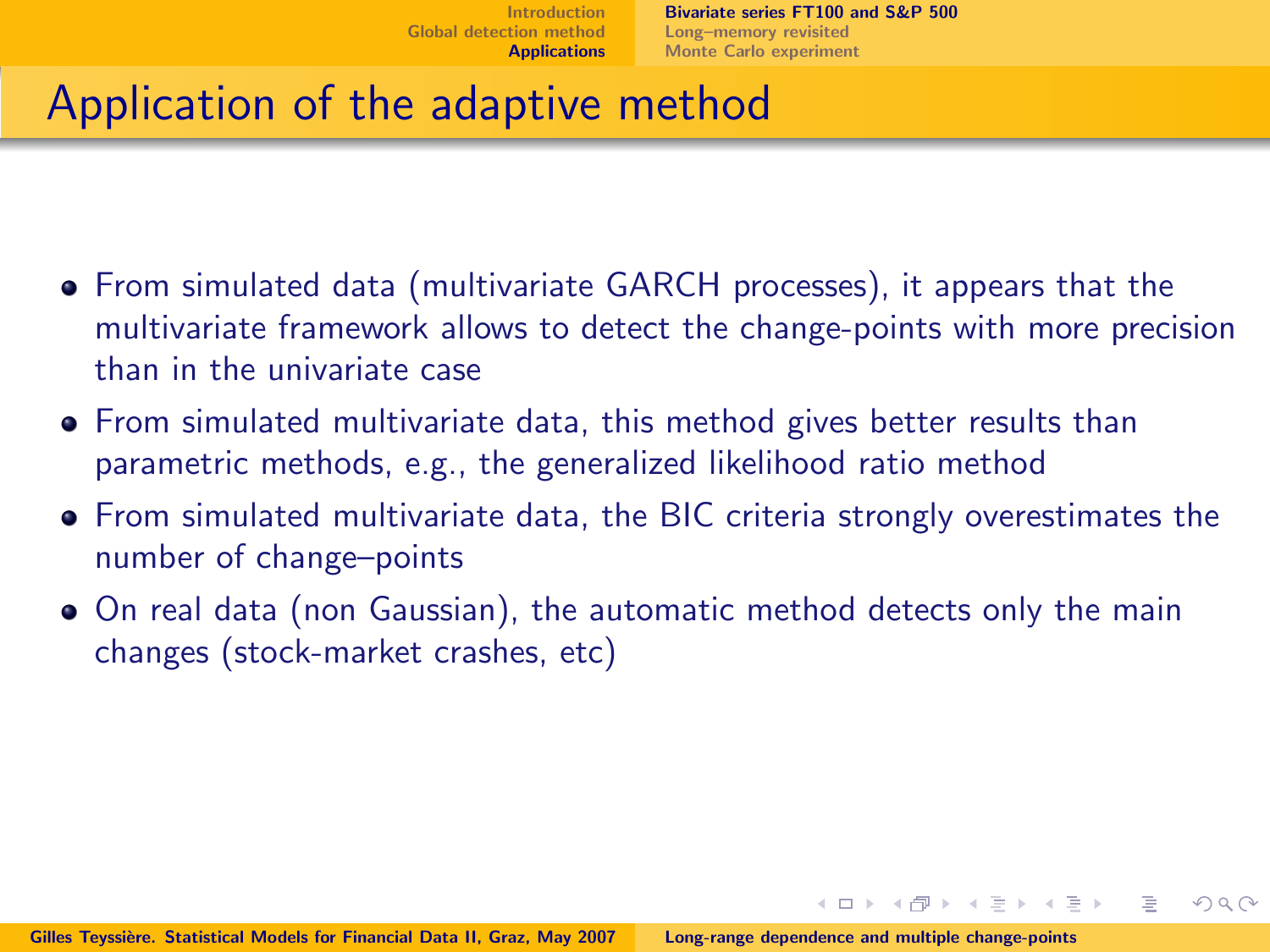# Application of the adaptive method

- From simulated data (multivariate GARCH processes), it appears that the multivariate framework allows to detect the change-points with more precision than in the univariate case
- From simulated multivariate data, this method gives better results than parametric methods, e.g., the generalized likelihood ratio method
- From simulated multivariate data, the BIC criteria strongly overestimates the number of change–points
- On real data (non Gaussian), the automatic method detects only the main changes (stock-market crashes, etc)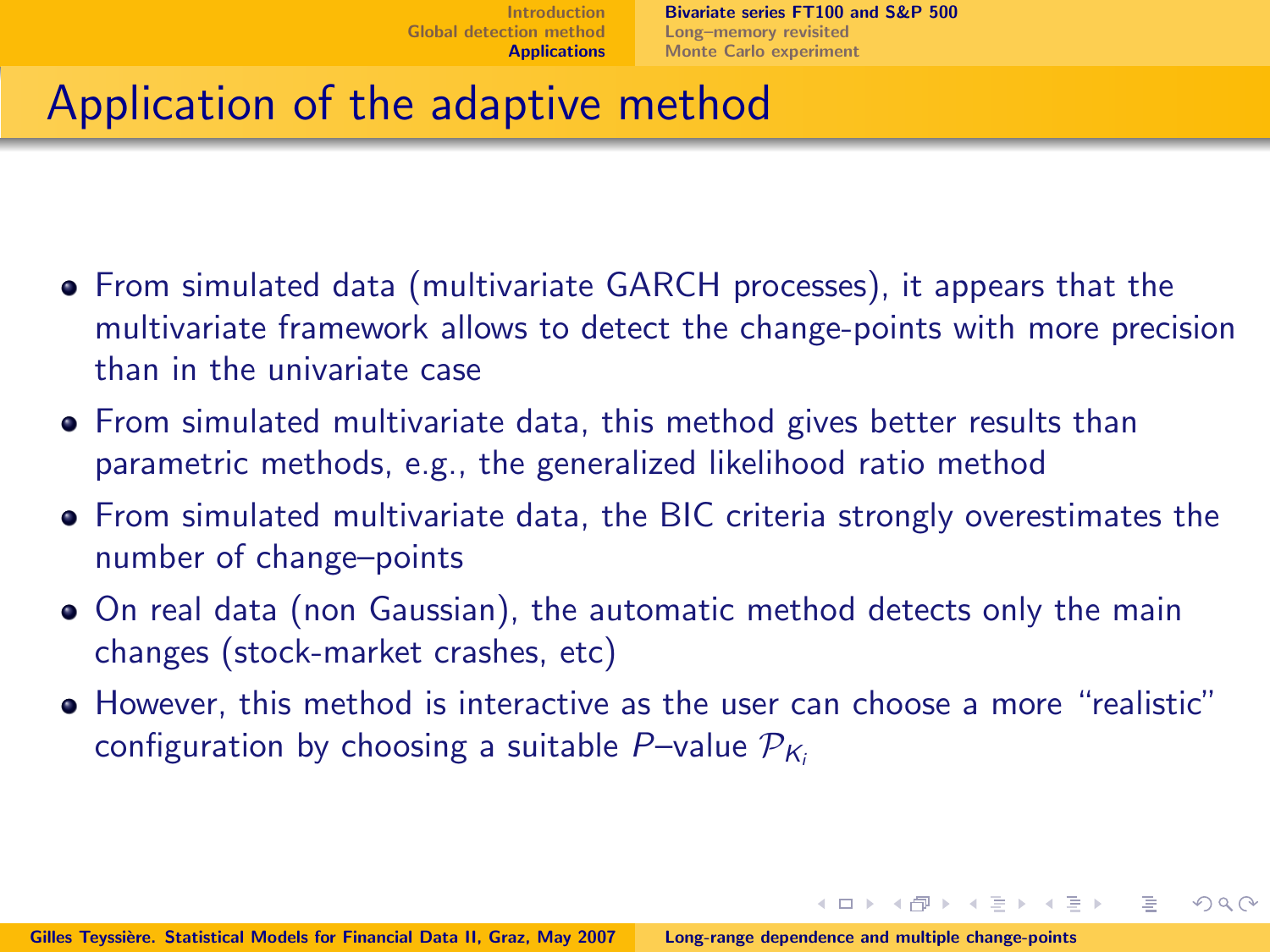# Application of the adaptive method

- From simulated data (multivariate GARCH processes), it appears that the multivariate framework allows to detect the change-points with more precision than in the univariate case
- From simulated multivariate data, this method gives better results than parametric methods, e.g., the generalized likelihood ratio method
- From simulated multivariate data, the BIC criteria strongly overestimates the number of change–points
- On real data (non Gaussian), the automatic method detects only the main changes (stock-market crashes, etc)
- However, this method is interactive as the user can choose a more "realistic" configuration by choosing a suitable $P$–value $\mathcal{P}_{K_i}$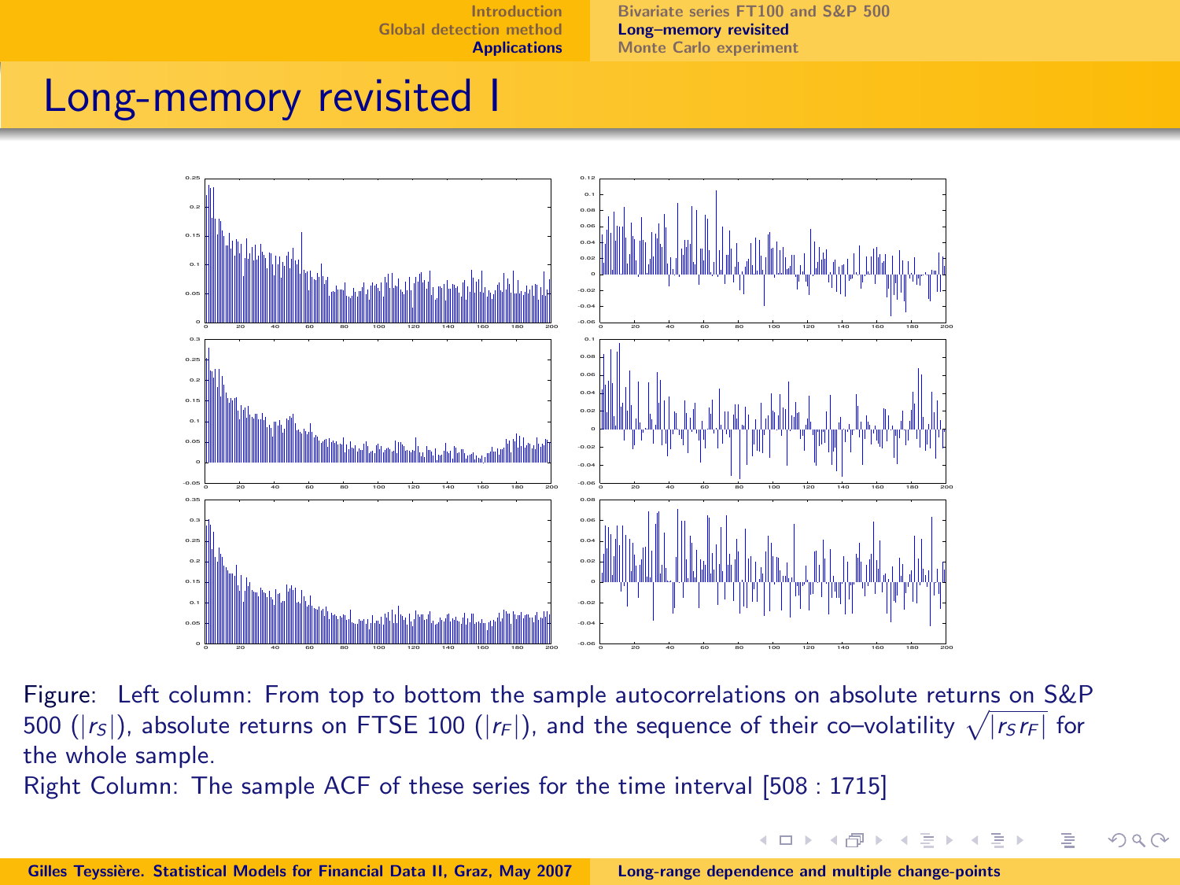# Long-memory revisited I

Figure: Left column: From top to bottom the sample autocorrelations on absolute returns on S&P 500 ($|r_S|$), absolute returns on FTSE 100 ($|r_F|$), and the sequence of their co–volatility $\sqrt{|r_S r_F|}$ for the whole sample.
Right Column: The sample ACF of these series for the time interval [508 : 1715]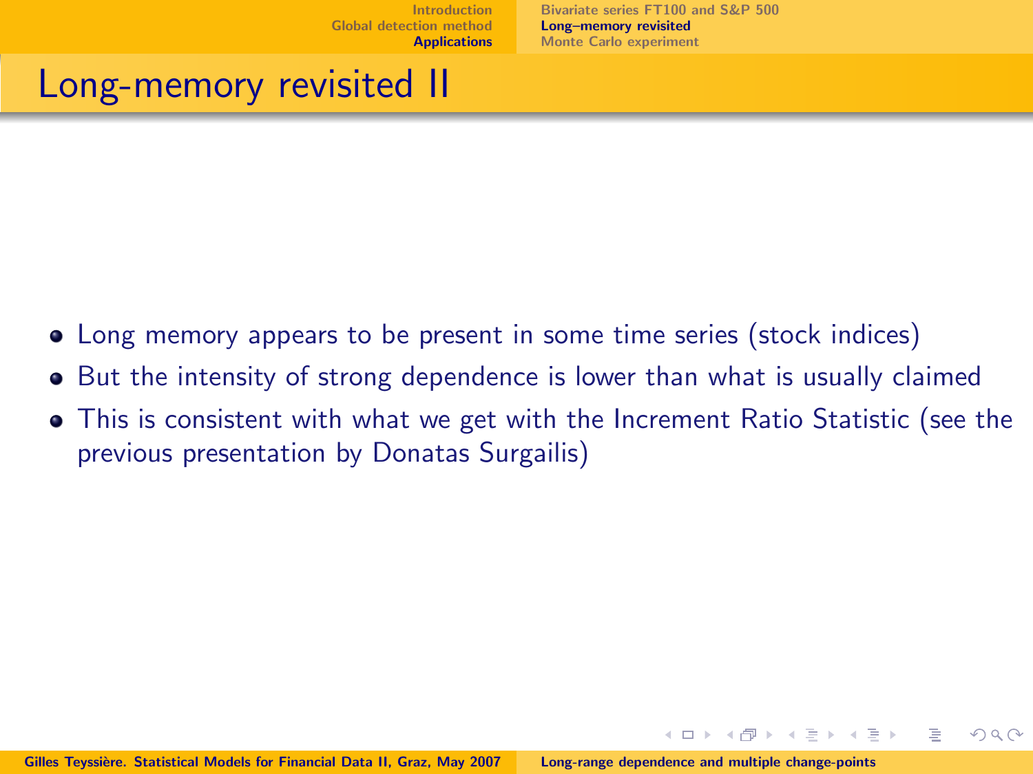# Long-memory revisited II

- Long memory appears to be present in some time series (stock indices)
- But the intensity of strong dependence is lower than what is usually claimed
- This is consistent with what we get with the Increment Ratio Statistic (see the previous presentation by Donatas Surgailis)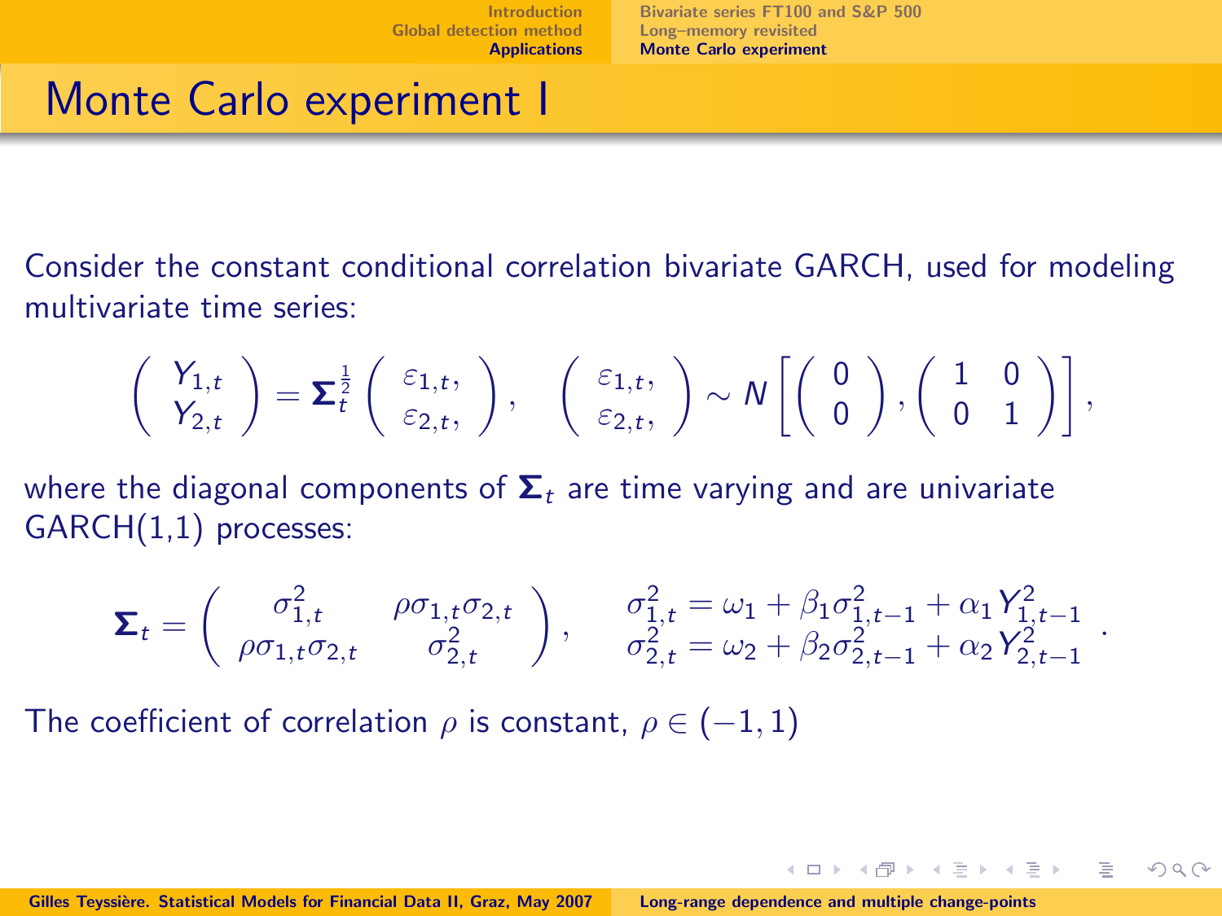# Monte Carlo experiment I

Consider the constant conditional correlation bivariate GARCH, used for modeling multivariate time series:

$$\begin{pmatrix} Y_{1,t} \\ Y_{2,t} \end{pmatrix} = \mathbf{\Sigma}_t^{\frac{1}{2}} \begin{pmatrix} \varepsilon_{1,t}, \\ \varepsilon_{2,t}, \end{pmatrix}, \quad \begin{pmatrix} \varepsilon_{1,t}, \\ \varepsilon_{2,t}, \end{pmatrix} \sim N\left[ \begin{pmatrix} 0 \\ 0 \end{pmatrix}, \begin{pmatrix} 1 & 0 \\ 0 & 1 \end{pmatrix} \right],$$

where the diagonal components of $\mathbf{\Sigma}_t$ are time varying and are univariate GARCH(1,1) processes:

$$\mathbf{\Sigma}_t = \begin{pmatrix} \sigma_{1,t}^2 & \rho\sigma_{1,t}\sigma_{2,t} \\ \rho\sigma_{1,t}\sigma_{2,t} & \sigma_{2,t}^2 \end{pmatrix}, \qquad \begin{matrix} \sigma_{1,t}^2 = \omega_1 + \beta_1\sigma_{1,t-1}^2 + \alpha_1 Y_{1,t-1}^2 \\ \sigma_{2,t}^2 = \omega_2 + \beta_2\sigma_{2,t-1}^2 + \alpha_2 Y_{2,t-1}^2 \end{matrix} .$$

The coefficient of correlation $\rho$ is constant, $\rho \in (-1, 1)$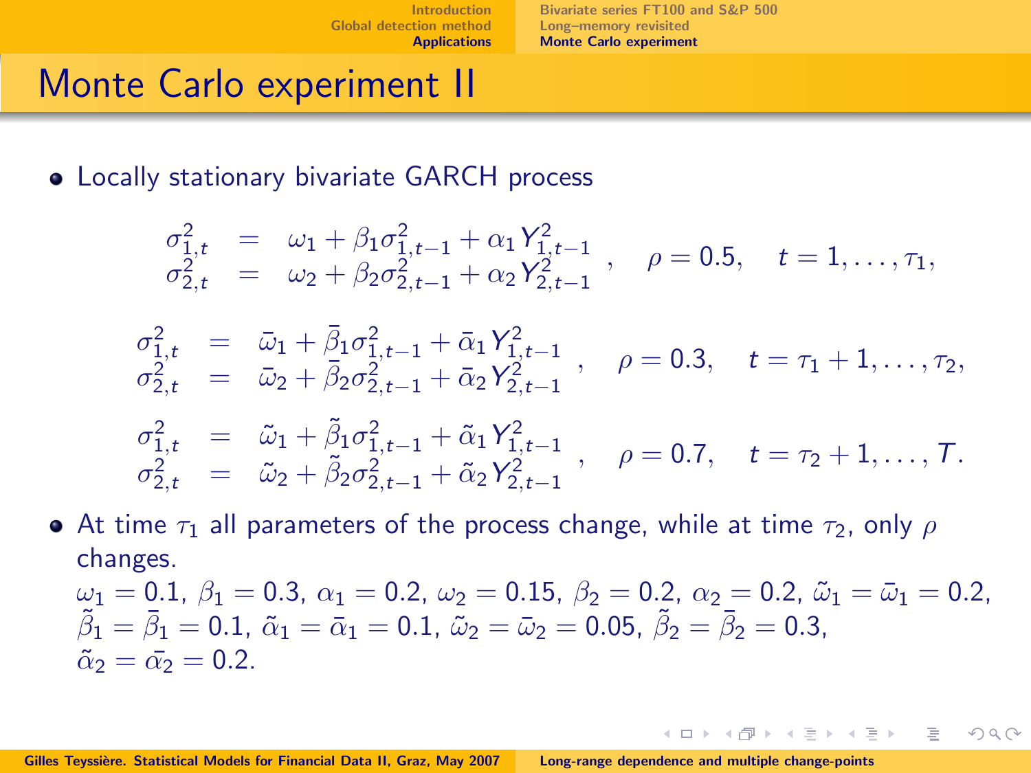# Monte Carlo experiment II

- Locally stationary bivariate GARCH process

$$
\left.\begin{array}{rcl}
\sigma^2_{1,t} & = & \omega_1 + \beta_1 \sigma^2_{1,t-1} + \alpha_1 Y^2_{1,t-1} \\
\sigma^2_{2,t} & = & \omega_2 + \beta_2 \sigma^2_{2,t-1} + \alpha_2 Y^2_{2,t-1}
\end{array}\right., \quad \rho = 0.5, \quad t = 1, \ldots, \tau_1,
$$

$$
\left.\begin{array}{rcl}
\sigma^2_{1,t} & = & \bar{\omega}_1 + \bar{\beta}_1 \sigma^2_{1,t-1} + \bar{\alpha}_1 Y^2_{1,t-1} \\
\sigma^2_{2,t} & = & \bar{\omega}_2 + \bar{\beta}_2 \sigma^2_{2,t-1} + \bar{\alpha}_2 Y^2_{2,t-1}
\end{array}\right., \quad \rho = 0.3, \quad t = \tau_1 + 1, \ldots, \tau_2,
$$

$$
\left.\begin{array}{rcl}
\sigma^2_{1,t} & = & \tilde{\omega}_1 + \tilde{\beta}_1 \sigma^2_{1,t-1} + \tilde{\alpha}_1 Y^2_{1,t-1} \\
\sigma^2_{2,t} & = & \tilde{\omega}_2 + \tilde{\beta}_2 \sigma^2_{2,t-1} + \tilde{\alpha}_2 Y^2_{2,t-1}
\end{array}\right., \quad \rho = 0.7, \quad t = \tau_2 + 1, \ldots, T.
$$

- At time $\tau_1$ all parameters of the process change, while at time $\tau_2$, only $\rho$ changes.
  $\omega_1 = 0.1$, $\beta_1 = 0.3$, $\alpha_1 = 0.2$, $\omega_2 = 0.15$, $\beta_2 = 0.2$, $\alpha_2 = 0.2$, $\tilde{\omega}_1 = \bar{\omega}_1 = 0.2$, $\tilde{\beta}_1 = \bar{\beta}_1 = 0.1$, $\tilde{\alpha}_1 = \bar{\alpha}_1 = 0.1$, $\tilde{\omega}_2 = \bar{\omega}_2 = 0.05$, $\tilde{\beta}_2 = \bar{\beta}_2 = 0.3$, $\tilde{\alpha}_2 = \bar{\alpha}_2 = 0.2$.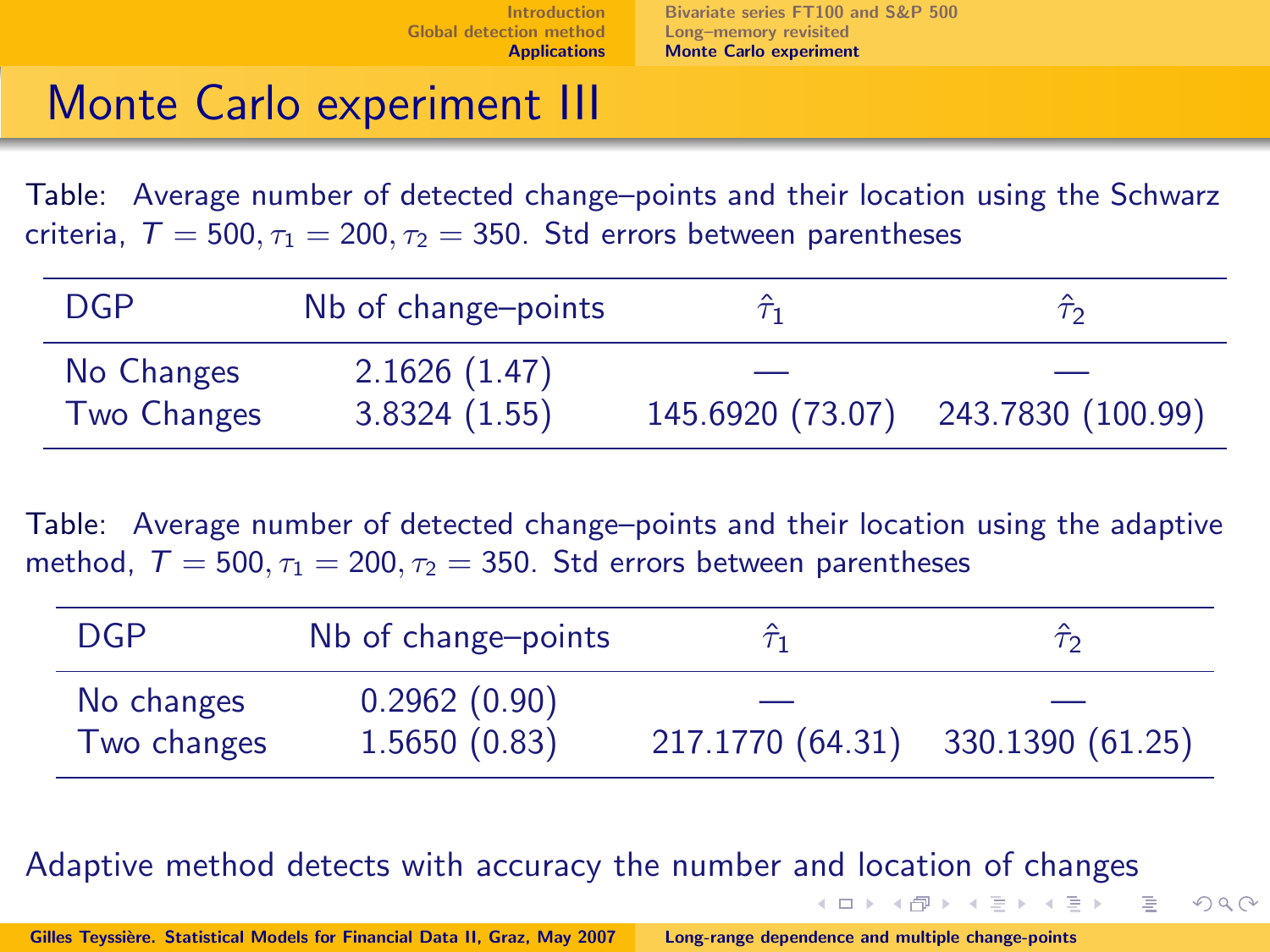# Monte Carlo experiment III

Table: Average number of detected change–points and their location using the Schwarz criteria, $T = 500, \tau_1 = 200, \tau_2 = 350$. Std errors between parentheses

| DGP | Nb of change–points | $\hat{\tau}_1$ | $\hat{\tau}_2$ |
|---|---|---|---|
| No Changes | 2.1626 (1.47) | — | — |
| Two Changes | 3.8324 (1.55) | 145.6920 (73.07) | 243.7830 (100.99) |

Table: Average number of detected change–points and their location using the adaptive method, $T = 500, \tau_1 = 200, \tau_2 = 350$. Std errors between parentheses

| DGP | Nb of change–points | $\hat{\tau}_1$ | $\hat{\tau}_2$ |
|---|---|---|---|
| No changes | 0.2962 (0.90) | — | — |
| Two changes | 1.5650 (0.83) | 217.1770 (64.31) | 330.1390 (61.25) |

Adaptive method detects with accuracy the number and location of changes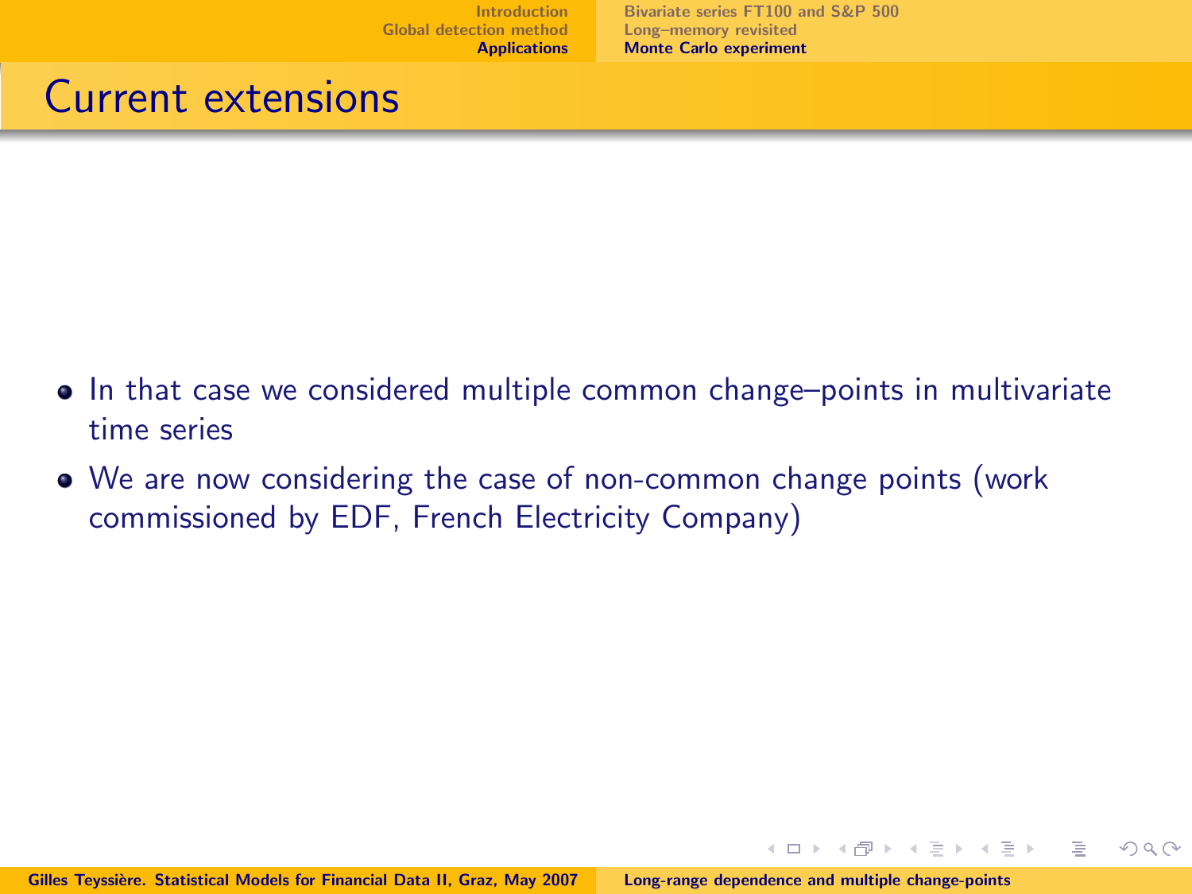# Current extensions

- In that case we considered multiple common change–points in multivariate time series
- We are now considering the case of non-common change points (work commissioned by EDF, French Electricity Company)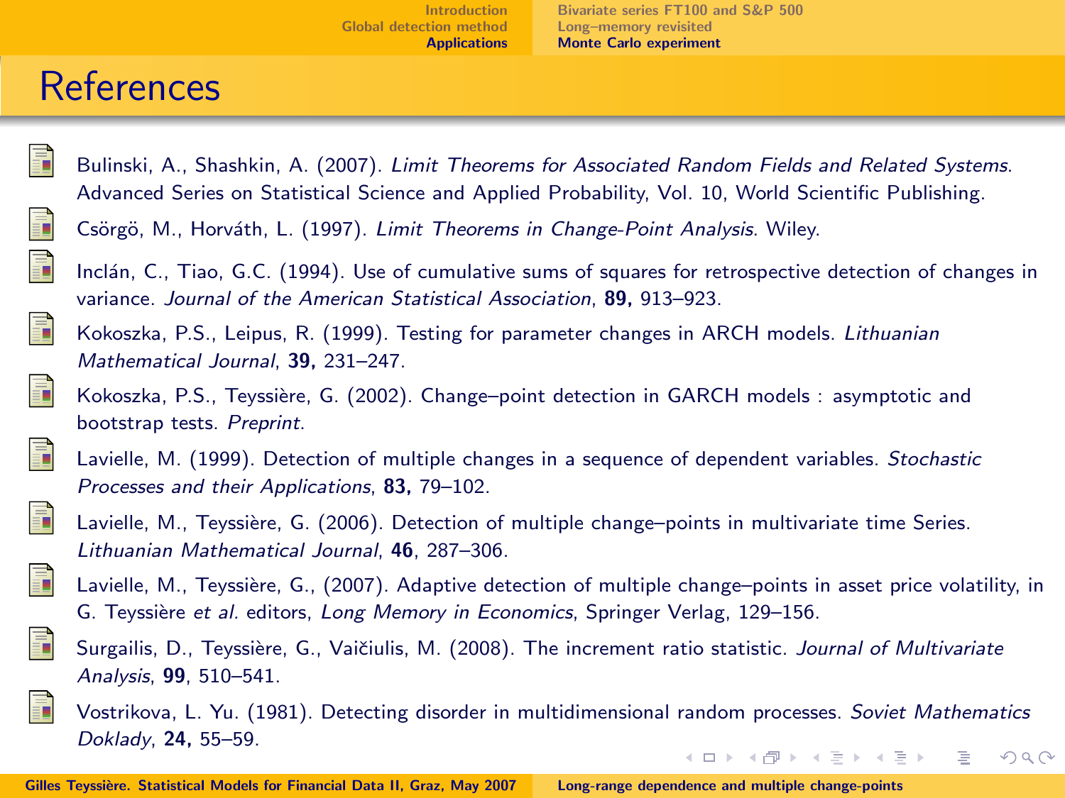# References

- Bulinski, A., Shashkin, A. (2007). *Limit Theorems for Associated Random Fields and Related Systems*. Advanced Series on Statistical Science and Applied Probability, Vol. 10, World Scientific Publishing.
- Csörgö, M., Horváth, L. (1997). *Limit Theorems in Change-Point Analysis*. Wiley.
- Inclán, C., Tiao, G.C. (1994). Use of cumulative sums of squares for retrospective detection of changes in variance. *Journal of the American Statistical Association*, **89,** 913–923.
- Kokoszka, P.S., Leipus, R. (1999). Testing for parameter changes in ARCH models. *Lithuanian Mathematical Journal*, **39,** 231–247.
- Kokoszka, P.S., Teyssière, G. (2002). Change–point detection in GARCH models : asymptotic and bootstrap tests. *Preprint*.
- Lavielle, M. (1999). Detection of multiple changes in a sequence of dependent variables. *Stochastic Processes and their Applications*, **83,** 79–102.
- Lavielle, M., Teyssière, G. (2006). Detection of multiple change–points in multivariate time Series. *Lithuanian Mathematical Journal*, **46**, 287–306.
- Lavielle, M., Teyssière, G., (2007). Adaptive detection of multiple change–points in asset price volatility, in G. Teyssière *et al.* editors, *Long Memory in Economics*, Springer Verlag, 129–156.
- Surgailis, D., Teyssière, G., Vaičiulis, M. (2008). The increment ratio statistic. *Journal of Multivariate Analysis*, **99**, 510–541.
- Vostrikova, L. Yu. (1981). Detecting disorder in multidimensional random processes. *Soviet Mathematics Doklady*, **24,** 55–59.